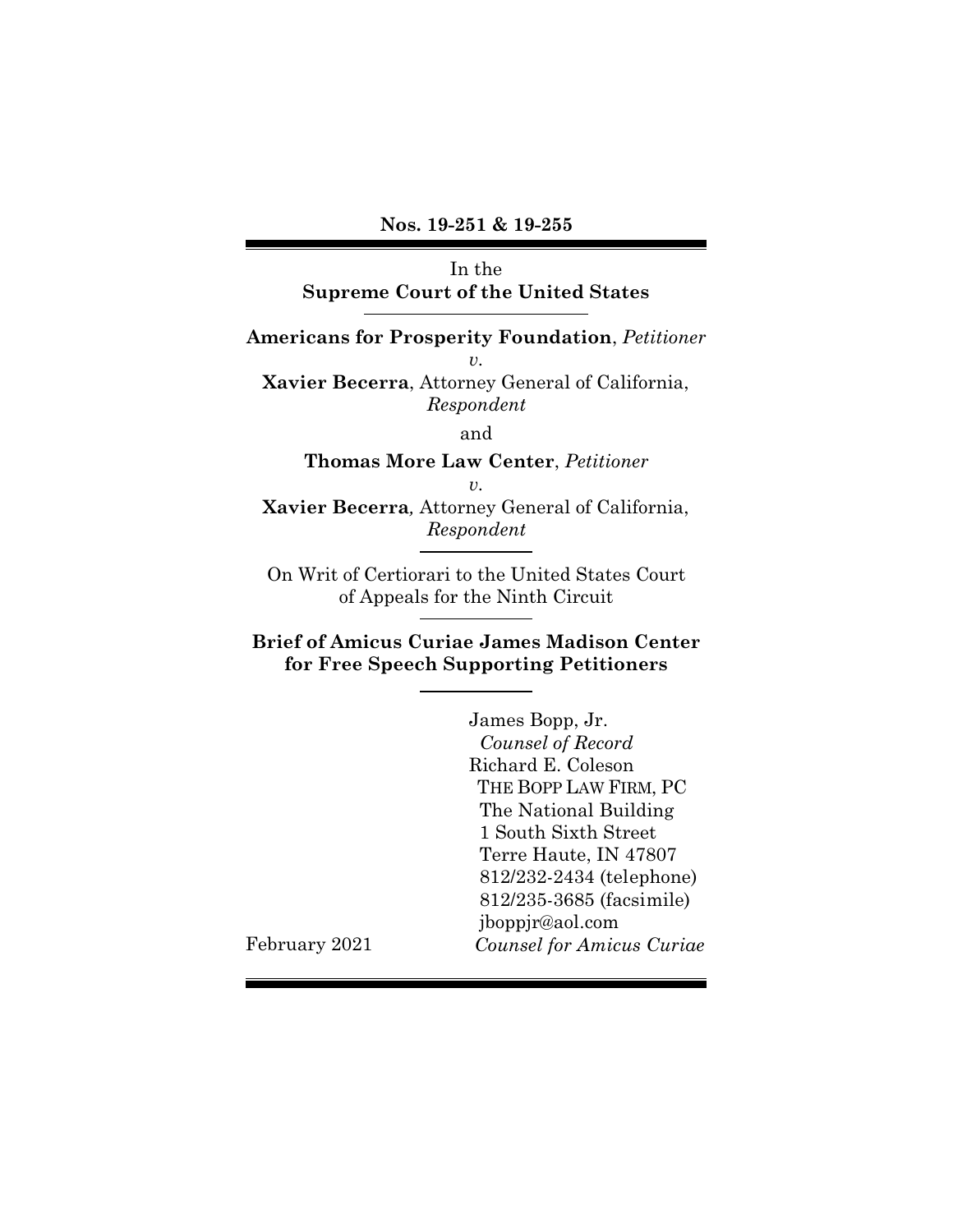**Nos. 19-251 & 19-255**

In the
**Supreme Court of the United States**

**Americans for Prosperity Foundation**, *Petitioner*
*v.*
**Xavier Becerra**, Attorney General of California, *Respondent*

and

**Thomas More Law Center**, *Petitioner*
*v.*
**Xavier Becerra***,* Attorney General of California, *Respondent*

On Writ of Certiorari to the United States Court of Appeals for the Ninth Circuit

**Brief of Amicus Curiae James Madison Center for Free Speech Supporting Petitioners**

James Bopp, Jr.
*Counsel of Record*
Richard E. Coleson
THE BOPP LAW FIRM, PC
The National Building
1 South Sixth Street
Terre Haute, IN 47807
812/232-2434 (telephone)
812/235-3685 (facsimile)
jboppjr@aol.com
*Counsel for Amicus Curiae*

February 2021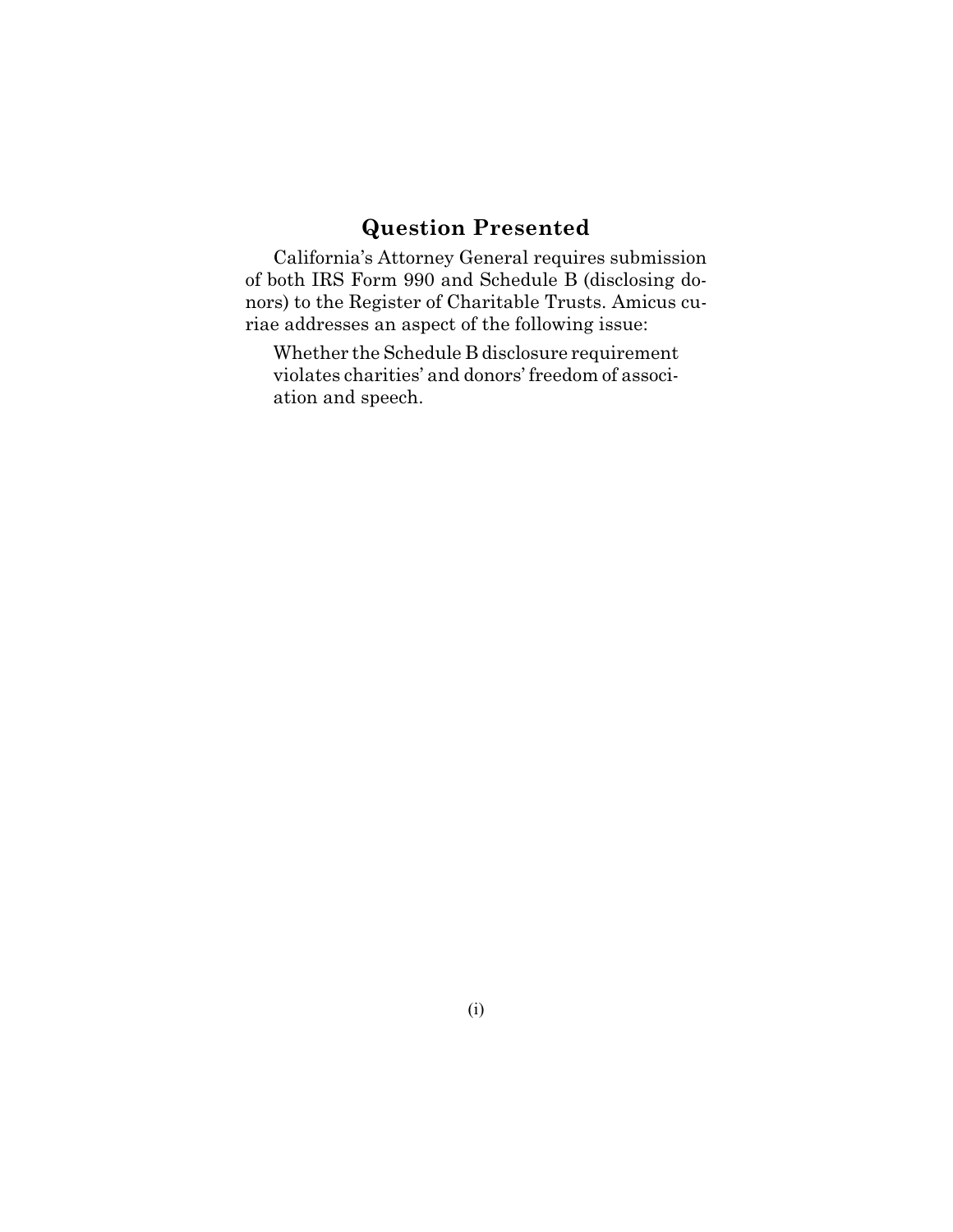## Question Presented

California's Attorney General requires submission of both IRS Form 990 and Schedule B (disclosing donors) to the Register of Charitable Trusts. Amicus curiae addresses an aspect of the following issue:

> Whether the Schedule B disclosure requirement violates charities' and donors' freedom of association and speech.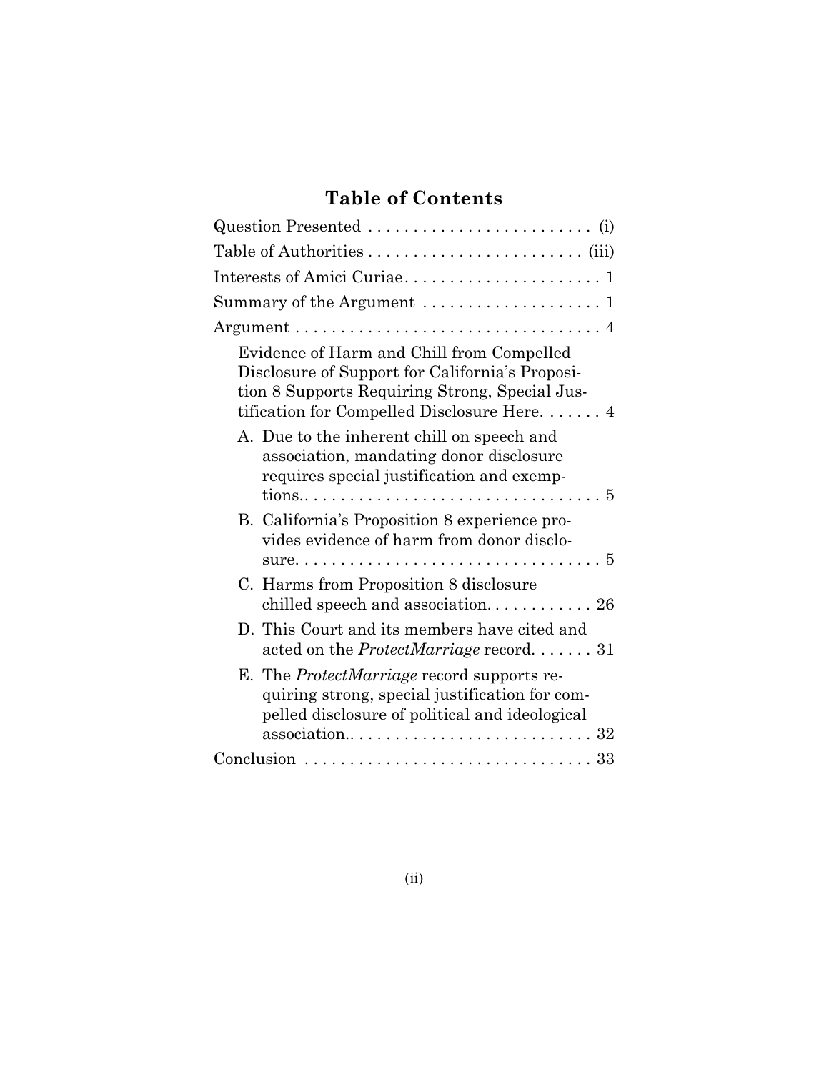# Table of Contents

Question Presented . . . . . . . . . . . . . . . . . . . . . . . . . (i)

Table of Authorities . . . . . . . . . . . . . . . . . . . . . . . . (iii)

Interests of Amici Curiae . . . . . . . . . . . . . . . . . . . . . . 1

Summary of the Argument . . . . . . . . . . . . . . . . . . . 1

Argument . . . . . . . . . . . . . . . . . . . . . . . . . . . . . . . . . 4

Evidence of Harm and Chill from Compelled Disclosure of Support for California's Proposition 8 Supports Requiring Strong, Special Justification for Compelled Disclosure Here. . . . . . . 4

- A. Due to the inherent chill on speech and association, mandating donor disclosure requires special justification and exemptions.. . . . . . . . . . . . . . . . . . . . . . . . . . . . . . . . . 5
- B. California's Proposition 8 experience provides evidence of harm from donor disclosure. . . . . . . . . . . . . . . . . . . . . . . . . . . . . . . . . . 5
- C. Harms from Proposition 8 disclosure chilled speech and association. . . . . . . . . . . . 26
- D. This Court and its members have cited and acted on the *ProtectMarriage* record. . . . . . . 31
- E. The *ProtectMarriage* record supports requiring strong, special justification for compelled disclosure of political and ideological association.. . . . . . . . . . . . . . . . . . . . . . . . . . . 32

Conclusion . . . . . . . . . . . . . . . . . . . . . . . . . . . . . . . 33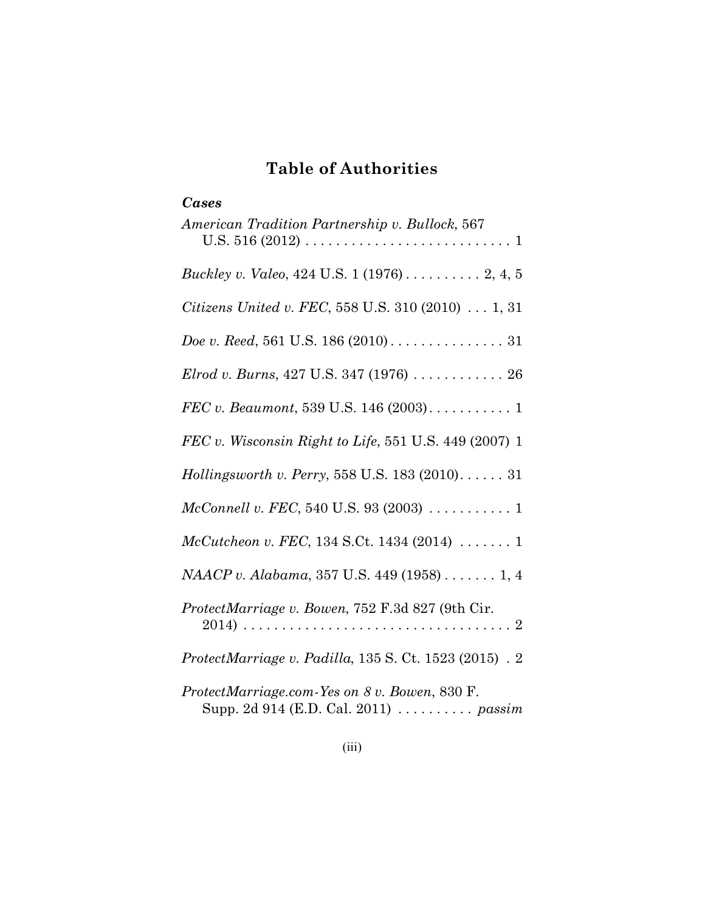# Table of Authorities

### *Cases*

*American Tradition Partnership v. Bullock*, 567 U.S. 516 (2012) . . . . . . . . . . . . . . . . . . . . . . . . . . . 1

*Buckley v. Valeo*, 424 U.S. 1 (1976) . . . . . . . . . . 2, 4, 5

*Citizens United v. FEC*, 558 U.S. 310 (2010) . . . 1, 31

*Doe v. Reed*, 561 U.S. 186 (2010) . . . . . . . . . . . . . . . 31

*Elrod v. Burns*, 427 U.S. 347 (1976) . . . . . . . . . . . . 26

*FEC v. Beaumont*, 539 U.S. 146 (2003) . . . . . . . . . . . 1

*FEC v. Wisconsin Right to Life*, 551 U.S. 449 (2007) 1

*Hollingsworth v. Perry*, 558 U.S. 183 (2010) . . . . . . 31

*McConnell v. FEC*, 540 U.S. 93 (2003) . . . . . . . . . . . 1

*McCutcheon v. FEC*, 134 S.Ct. 1434 (2014) . . . . . . . 1

*NAACP v. Alabama*, 357 U.S. 449 (1958) . . . . . . . 1, 4

*ProtectMarriage v. Bowen*, 752 F.3d 827 (9th Cir. 2014) . . . . . . . . . . . . . . . . . . . . . . . . . . . . . . . . . . . 2

*ProtectMarriage v. Padilla*, 135 S. Ct. 1523 (2015) . 2

*ProtectMarriage.com-Yes on 8 v. Bowen*, 830 F. Supp. 2d 914 (E.D. Cal. 2011) . . . . . . . . . . *passim*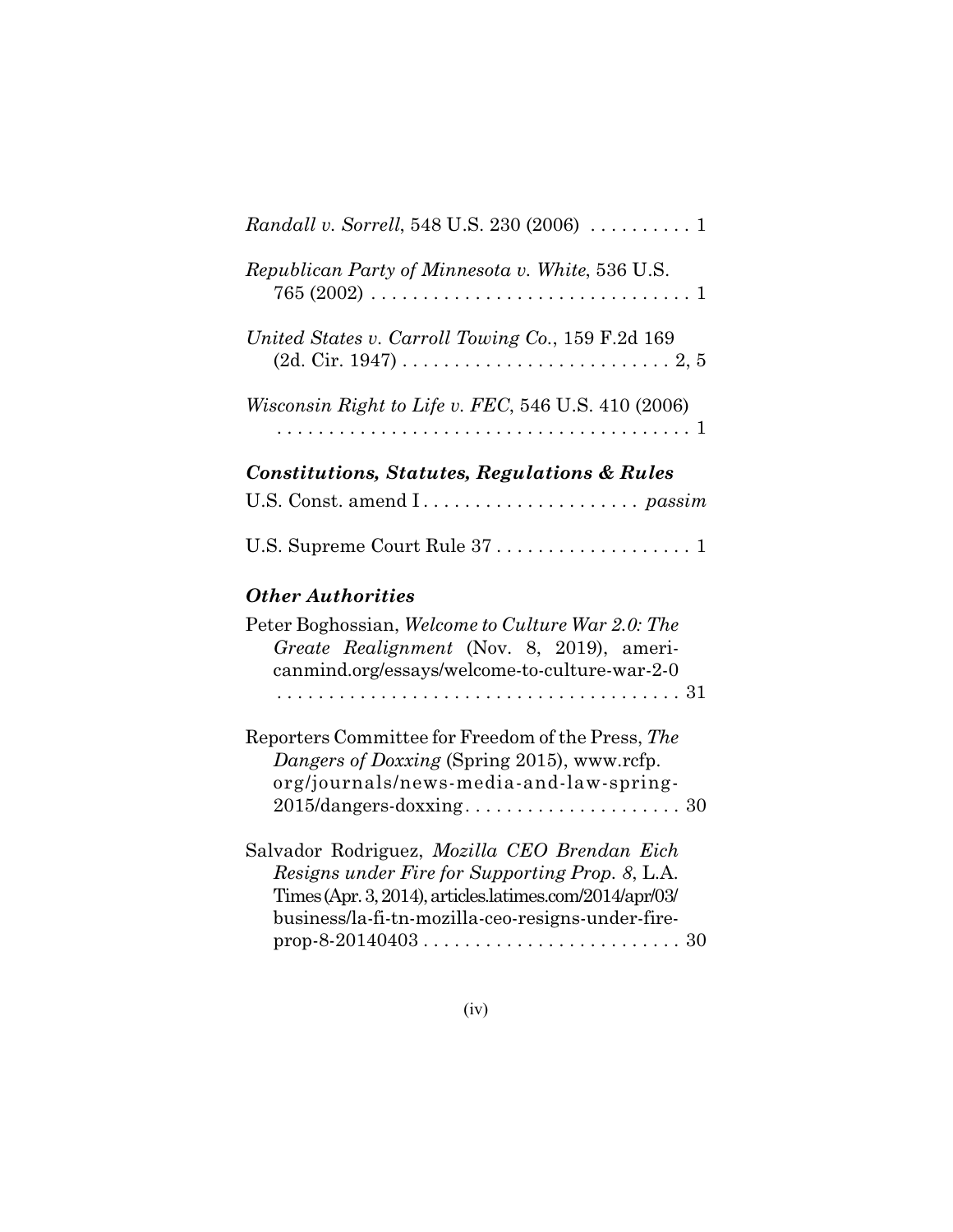*Randall v. Sorrell*, 548 U.S. 230 (2006) . . . . . . . . . . 1

*Republican Party of Minnesota v. White*, 536 U.S. 765 (2002) . . . . . . . . . . . . . . . . . . . . . . . . . . . . . . . 1

*United States v. Carroll Towing Co.*, 159 F.2d 169 (2d. Cir. 1947) . . . . . . . . . . . . . . . . . . . . . . . . . . 2, 5

*Wisconsin Right to Life v. FEC*, 546 U.S. 410 (2006) . . . . . . . . . . . . . . . . . . . . . . . . . . . . . . . . . . . . . . . . 1

### *Constitutions, Statutes, Regulations & Rules*

U.S. Const. amend I . . . . . . . . . . . . . . . . . . . . . *passim*

U.S. Supreme Court Rule 37 . . . . . . . . . . . . . . . . . . . 1

### *Other Authorities*

Peter Boghossian, *Welcome to Culture War 2.0: The Greate Realignment* (Nov. 8, 2019), americanmind.org/essays/welcome-to-culture-war-2-0 . . . . . . . . . . . . . . . . . . . . . . . . . . . . . . . . . . . . . . . 31

Reporters Committee for Freedom of the Press, *The Dangers of Doxxing* (Spring 2015), www.rcfp.org/journals/news-media-and-law-spring-2015/dangers-doxxing. . . . . . . . . . . . . . . . . . . . . 30

Salvador Rodriguez, *Mozilla CEO Brendan Eich Resigns under Fire for Supporting Prop. 8*, L.A. Times (Apr. 3, 2014), articles.latimes.com/2014/apr/03/business/la-fi-tn-mozilla-ceo-resigns-under-fire-prop-8-20140403 . . . . . . . . . . . . . . . . . . . . . . . . . 30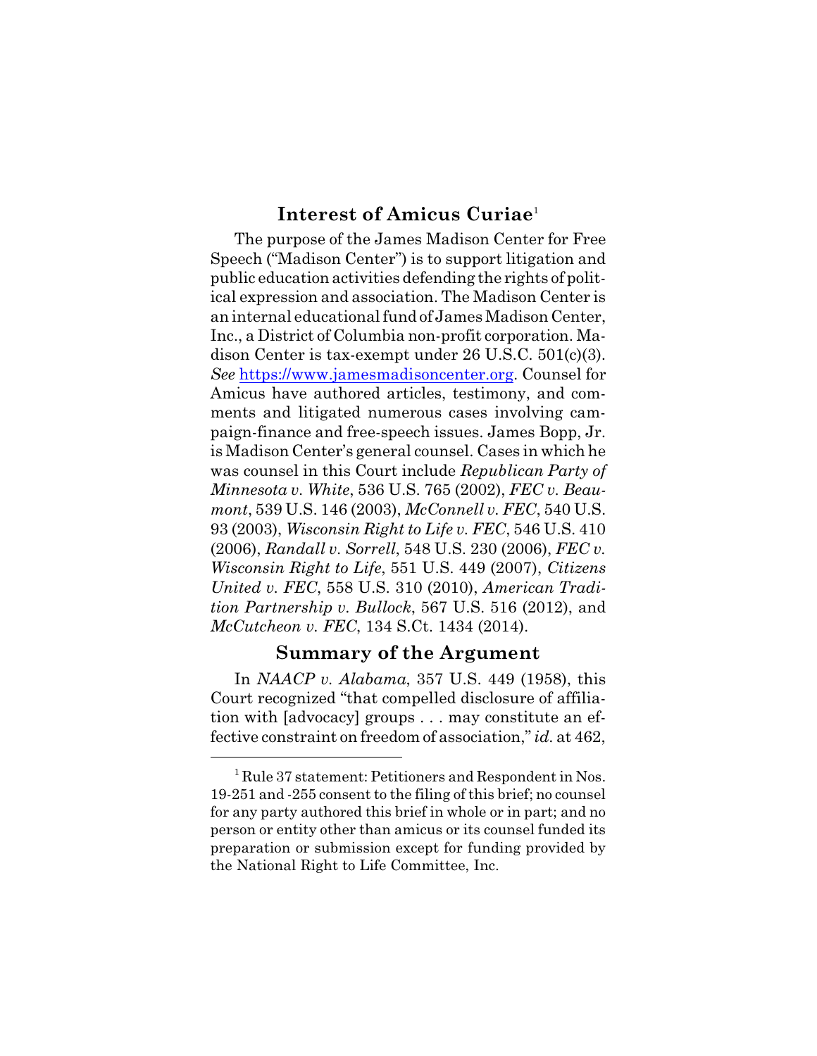## Interest of Amicus Curiae[1]

The purpose of the James Madison Center for Free Speech ("Madison Center") is to support litigation and public education activities defending the rights of political expression and association. The Madison Center is an internal educational fund of James Madison Center, Inc., a District of Columbia non-profit corporation. Madison Center is tax-exempt under 26 U.S.C. 501(c)(3). *See* https://www.jamesmadisoncenter.org. Counsel for Amicus have authored articles, testimony, and comments and litigated numerous cases involving campaign-finance and free-speech issues. James Bopp, Jr. is Madison Center's general counsel. Cases in which he was counsel in this Court include *Republican Party of Minnesota v. White*, 536 U.S. 765 (2002), *FEC v. Beaumont*, 539 U.S. 146 (2003), *McConnell v. FEC*, 540 U.S. 93 (2003), *Wisconsin Right to Life v. FEC*, 546 U.S. 410 (2006), *Randall v. Sorrell*, 548 U.S. 230 (2006), *FEC v. Wisconsin Right to Life*, 551 U.S. 449 (2007), *Citizens United v. FEC*, 558 U.S. 310 (2010), *American Tradition Partnership v. Bullock*, 567 U.S. 516 (2012), and *McCutcheon v. FEC*, 134 S.Ct. 1434 (2014).

## Summary of the Argument

In *NAACP v. Alabama*, 357 U.S. 449 (1958), this Court recognized "that compelled disclosure of affiliation with [advocacy] groups . . . may constitute an effective constraint on freedom of association," *id.* at 462,

---

[1] Rule 37 statement: Petitioners and Respondent in Nos. 19-251 and -255 consent to the filing of this brief; no counsel for any party authored this brief in whole or in part; and no person or entity other than amicus or its counsel funded its preparation or submission except for funding provided by the National Right to Life Committee, Inc.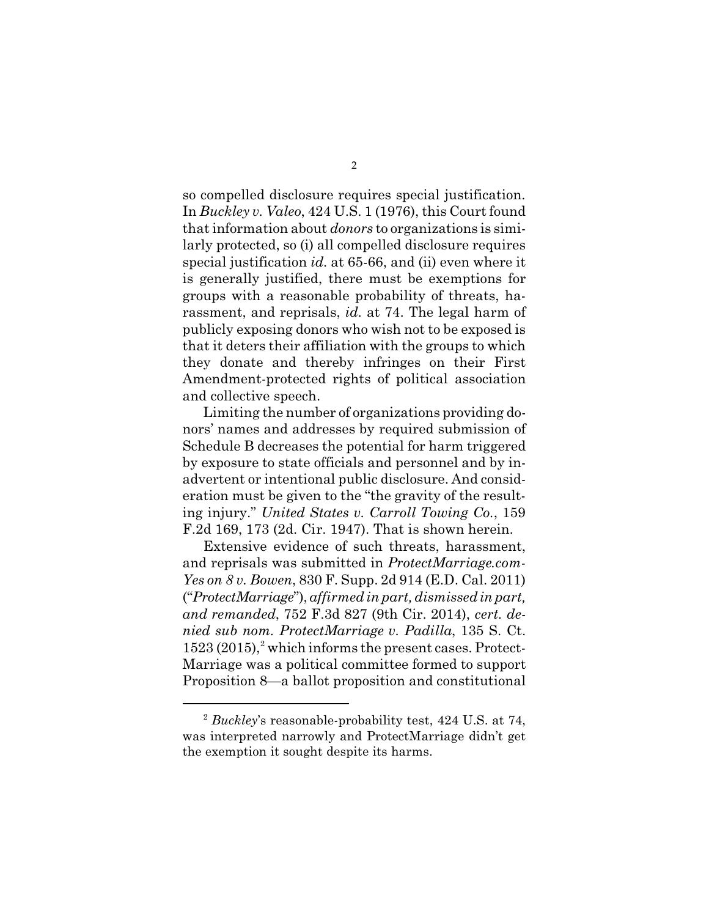so compelled disclosure requires special justification. In *Buckley v. Valeo*, 424 U.S. 1 (1976), this Court found that information about *donors* to organizations is similarly protected, so (i) all compelled disclosure requires special justification *id.* at 65-66, and (ii) even where it is generally justified, there must be exemptions for groups with a reasonable probability of threats, harassment, and reprisals, *id.* at 74. The legal harm of publicly exposing donors who wish not to be exposed is that it deters their affiliation with the groups to which they donate and thereby infringes on their First Amendment-protected rights of political association and collective speech.

Limiting the number of organizations providing donors' names and addresses by required submission of Schedule B decreases the potential for harm triggered by exposure to state officials and personnel and by inadvertent or intentional public disclosure. And consideration must be given to the "the gravity of the resulting injury." *United States v. Carroll Towing Co.*, 159 F.2d 169, 173 (2d. Cir. 1947). That is shown herein.

Extensive evidence of such threats, harassment, and reprisals was submitted in *ProtectMarriage.com-Yes on 8 v. Bowen*, 830 F. Supp. 2d 914 (E.D. Cal. 2011) ("*ProtectMarriage*"), *affirmed in part, dismissed in part, and remanded*, 752 F.3d 827 (9th Cir. 2014), *cert. denied sub nom. ProtectMarriage v. Padilla*, 135 S. Ct. 1523 (2015),[2] which informs the present cases. ProtectMarriage was a political committee formed to support Proposition 8—a ballot proposition and constitutional

[2] *Buckley*'s reasonable-probability test, 424 U.S. at 74, was interpreted narrowly and ProtectMarriage didn't get the exemption it sought despite its harms.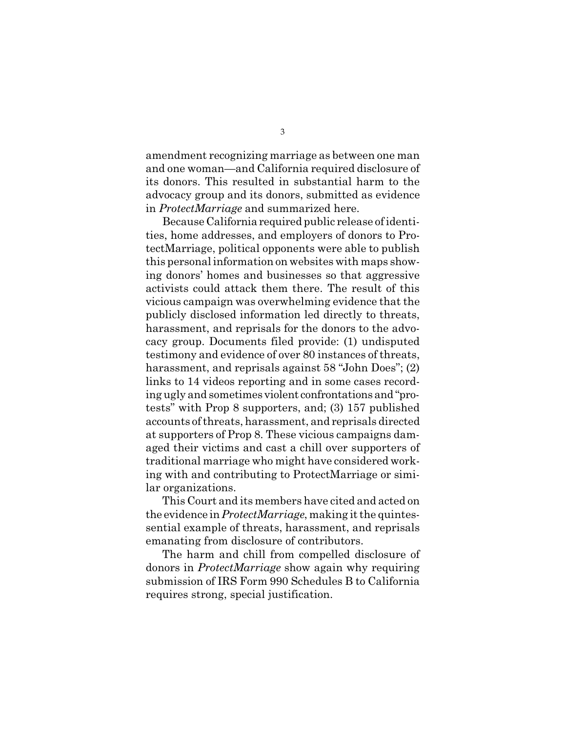amendment recognizing marriage as between one man and one woman—and California required disclosure of its donors. This resulted in substantial harm to the advocacy group and its donors, submitted as evidence in *ProtectMarriage* and summarized here.

Because California required public release of identities, home addresses, and employers of donors to ProtectMarriage, political opponents were able to publish this personal information on websites with maps showing donors' homes and businesses so that aggressive activists could attack them there. The result of this vicious campaign was overwhelming evidence that the publicly disclosed information led directly to threats, harassment, and reprisals for the donors to the advocacy group. Documents filed provide: (1) undisputed testimony and evidence of over 80 instances of threats, harassment, and reprisals against 58 "John Does"; (2) links to 14 videos reporting and in some cases recording ugly and sometimes violent confrontations and "protests" with Prop 8 supporters, and; (3) 157 published accounts of threats, harassment, and reprisals directed at supporters of Prop 8. These vicious campaigns damaged their victims and cast a chill over supporters of traditional marriage who might have considered working with and contributing to ProtectMarriage or similar organizations.

This Court and its members have cited and acted on the evidence in *ProtectMarriage*, making it the quintessential example of threats, harassment, and reprisals emanating from disclosure of contributors.

The harm and chill from compelled disclosure of donors in *ProtectMarriage* show again why requiring submission of IRS Form 990 Schedules B to California requires strong, special justification.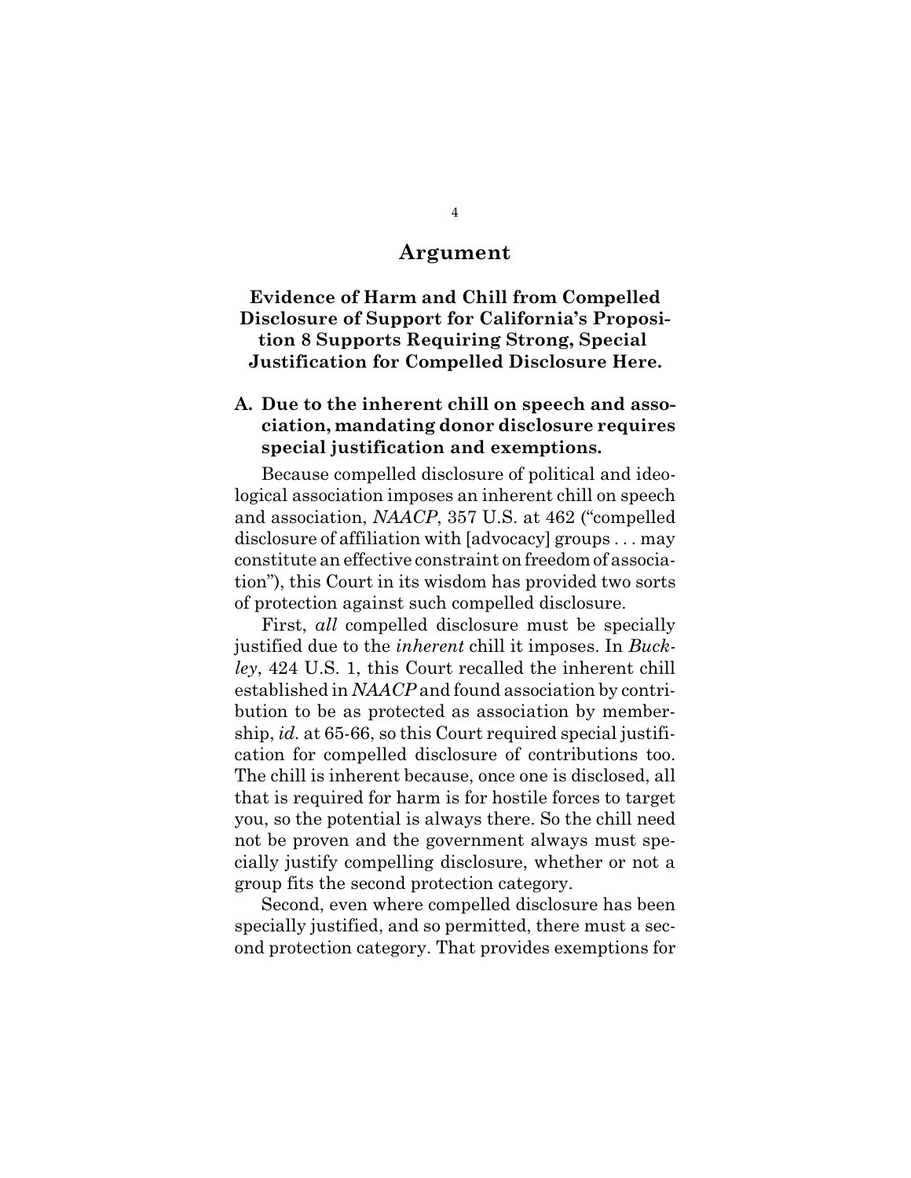# Argument

## Evidence of Harm and Chill from Compelled Disclosure of Support for California's Proposition 8 Supports Requiring Strong, Special Justification for Compelled Disclosure Here.

### A. Due to the inherent chill on speech and association, mandating donor disclosure requires special justification and exemptions.

Because compelled disclosure of political and ideological association imposes an inherent chill on speech and association, *NAACP*, 357 U.S. at 462 ("compelled disclosure of affiliation with [advocacy] groups . . . may constitute an effective constraint on freedom of association"), this Court in its wisdom has provided two sorts of protection against such compelled disclosure.

First, *all* compelled disclosure must be specially justified due to the *inherent* chill it imposes. In *Buckley*, 424 U.S. 1, this Court recalled the inherent chill established in *NAACP* and found association by contribution to be as protected as association by membership, *id.* at 65-66, so this Court required special justification for compelled disclosure of contributions too. The chill is inherent because, once one is disclosed, all that is required for harm is for hostile forces to target you, so the potential is always there. So the chill need not be proven and the government always must specially justify compelling disclosure, whether or not a group fits the second protection category.

Second, even where compelled disclosure has been specially justified, and so permitted, there must a second protection category. That provides exemptions for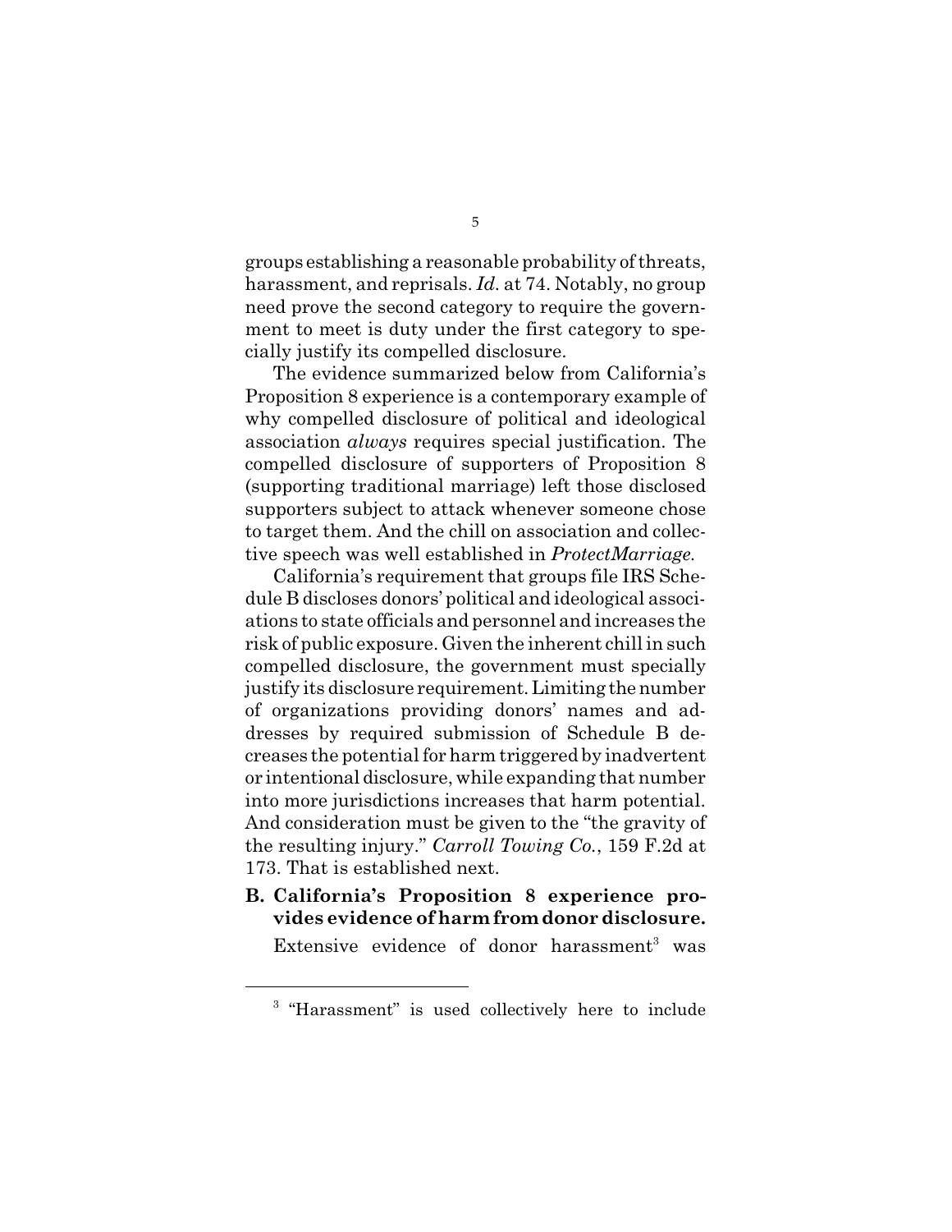groups establishing a reasonable probability of threats, harassment, and reprisals. *Id.* at 74. Notably, no group need prove the second category to require the government to meet is duty under the first category to specially justify its compelled disclosure.

The evidence summarized below from California's Proposition 8 experience is a contemporary example of why compelled disclosure of political and ideological association *always* requires special justification. The compelled disclosure of supporters of Proposition 8 (supporting traditional marriage) left those disclosed supporters subject to attack whenever someone chose to target them. And the chill on association and collective speech was well established in *ProtectMarriage.*

California's requirement that groups file IRS Schedule B discloses donors' political and ideological associations to state officials and personnel and increases the risk of public exposure. Given the inherent chill in such compelled disclosure, the government must specially justify its disclosure requirement. Limiting the number of organizations providing donors' names and addresses by required submission of Schedule B decreases the potential for harm triggered by inadvertent or intentional disclosure, while expanding that number into more jurisdictions increases that harm potential. And consideration must be given to the "the gravity of the resulting injury." *Carroll Towing Co.*, 159 F.2d at 173. That is established next.

### B. California's Proposition 8 experience provides evidence of harm from donor disclosure.

Extensive evidence of donor harassment[3] was

---

[3] "Harassment" is used collectively here to include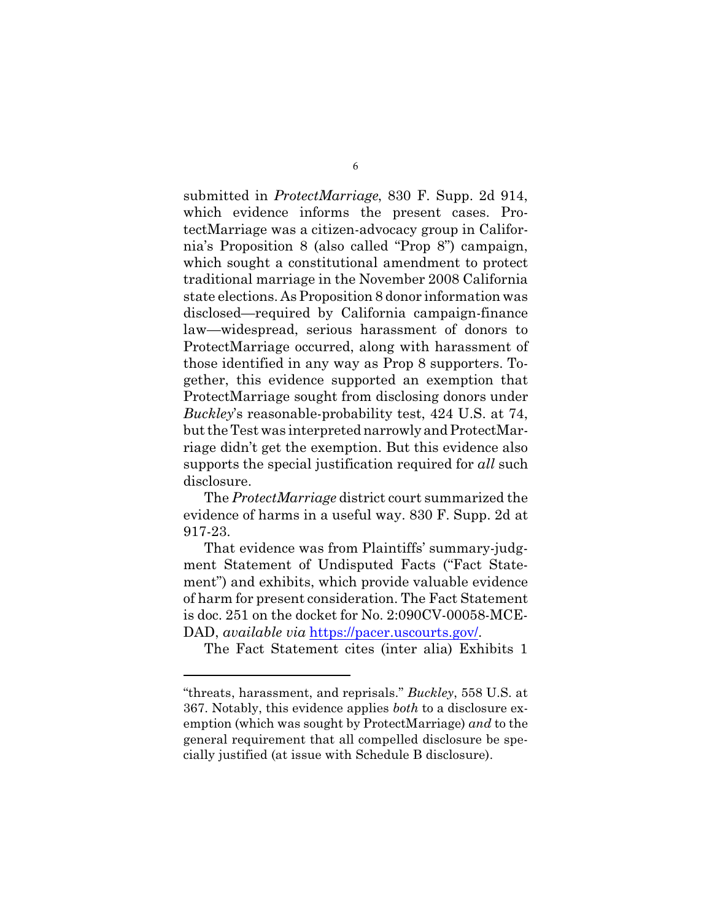submitted in *ProtectMarriage*, 830 F. Supp. 2d 914, which evidence informs the present cases. ProtectMarriage was a citizen-advocacy group in California's Proposition 8 (also called "Prop 8") campaign, which sought a constitutional amendment to protect traditional marriage in the November 2008 California state elections. As Proposition 8 donor information was disclosed—required by California campaign-finance law—widespread, serious harassment of donors to ProtectMarriage occurred, along with harassment of those identified in any way as Prop 8 supporters. Together, this evidence supported an exemption that ProtectMarriage sought from disclosing donors under *Buckley*'s reasonable-probability test, 424 U.S. at 74, but the Test was interpreted narrowly and ProtectMarriage didn't get the exemption. But this evidence also supports the special justification required for *all* such disclosure.

The *ProtectMarriage* district court summarized the evidence of harms in a useful way. 830 F. Supp. 2d at 917-23.

That evidence was from Plaintiffs' summary-judgment Statement of Undisputed Facts ("Fact Statement") and exhibits, which provide valuable evidence of harm for present consideration. The Fact Statement is doc. 251 on the docket for No. 2:090CV-00058-MCE-DAD, *available via* https://pacer.uscourts.gov/.

The Fact Statement cites (inter alia) Exhibits 1

---

"threats, harassment, and reprisals." *Buckley*, 558 U.S. at 367. Notably, this evidence applies *both* to a disclosure exemption (which was sought by ProtectMarriage) *and* to the general requirement that all compelled disclosure be specially justified (at issue with Schedule B disclosure).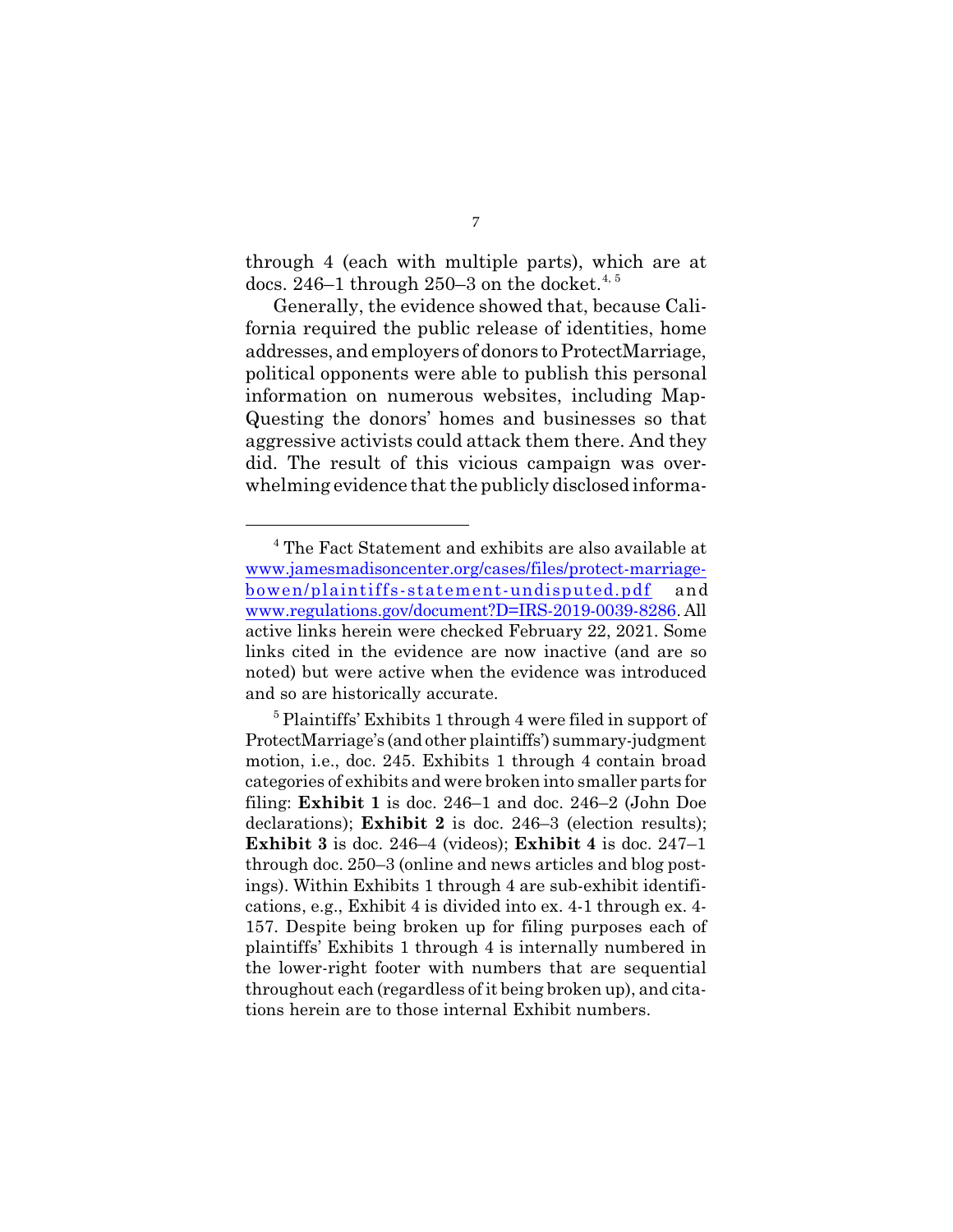through 4 (each with multiple parts), which are at docs. 246–1 through 250–3 on the docket.[4, 5]

Generally, the evidence showed that, because California required the public release of identities, home addresses, and employers of donors to ProtectMarriage, political opponents were able to publish this personal information on numerous websites, including MapQuesting the donors' homes and businesses so that aggressive activists could attack them there. And they did. The result of this vicious campaign was overwhelming evidence that the publicly disclosed informa-

---

[4] The Fact Statement and exhibits are also available at www.jamesmadisoncenter.org/cases/files/protect-marriage-bowen/plaintiffs-statement-undisputed.pdf and www.regulations.gov/document?D=IRS-2019-0039-8286. All active links herein were checked February 22, 2021. Some links cited in the evidence are now inactive (and are so noted) but were active when the evidence was introduced and so are historically accurate.

[5] Plaintiffs' Exhibits 1 through 4 were filed in support of ProtectMarriage's (and other plaintiffs') summary-judgment motion, i.e., doc. 245. Exhibits 1 through 4 contain broad categories of exhibits and were broken into smaller parts for filing: **Exhibit 1** is doc. 246–1 and doc. 246–2 (John Doe declarations); **Exhibit 2** is doc. 246–3 (election results); **Exhibit 3** is doc. 246–4 (videos); **Exhibit 4** is doc. 247–1 through doc. 250–3 (online and news articles and blog postings). Within Exhibits 1 through 4 are sub-exhibit identifications, e.g., Exhibit 4 is divided into ex. 4-1 through ex. 4-157. Despite being broken up for filing purposes each of plaintiffs' Exhibits 1 through 4 is internally numbered in the lower-right footer with numbers that are sequential throughout each (regardless of it being broken up), and citations herein are to those internal Exhibit numbers.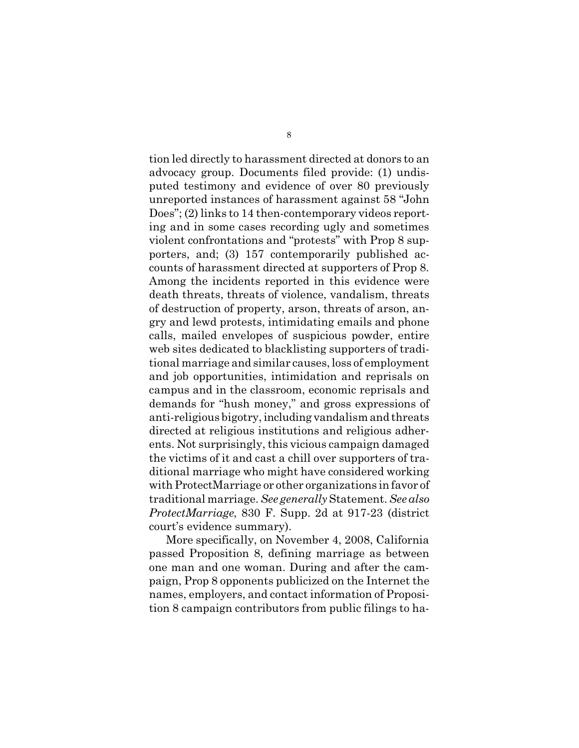tion led directly to harassment directed at donors to an advocacy group. Documents filed provide: (1) undisputed testimony and evidence of over 80 previously unreported instances of harassment against 58 "John Does"; (2) links to 14 then-contemporary videos reporting and in some cases recording ugly and sometimes violent confrontations and "protests" with Prop 8 supporters, and; (3) 157 contemporarily published accounts of harassment directed at supporters of Prop 8. Among the incidents reported in this evidence were death threats, threats of violence, vandalism, threats of destruction of property, arson, threats of arson, angry and lewd protests, intimidating emails and phone calls, mailed envelopes of suspicious powder, entire web sites dedicated to blacklisting supporters of traditional marriage and similar causes, loss of employment and job opportunities, intimidation and reprisals on campus and in the classroom, economic reprisals and demands for "hush money," and gross expressions of anti-religious bigotry, including vandalism and threats directed at religious institutions and religious adherents. Not surprisingly, this vicious campaign damaged the victims of it and cast a chill over supporters of traditional marriage who might have considered working with ProtectMarriage or other organizations in favor of traditional marriage. *See generally* Statement. *See also ProtectMarriage*, 830 F. Supp. 2d at 917-23 (district court's evidence summary).

More specifically, on November 4, 2008, California passed Proposition 8, defining marriage as between one man and one woman. During and after the campaign, Prop 8 opponents publicized on the Internet the names, employers, and contact information of Proposition 8 campaign contributors from public filings to ha-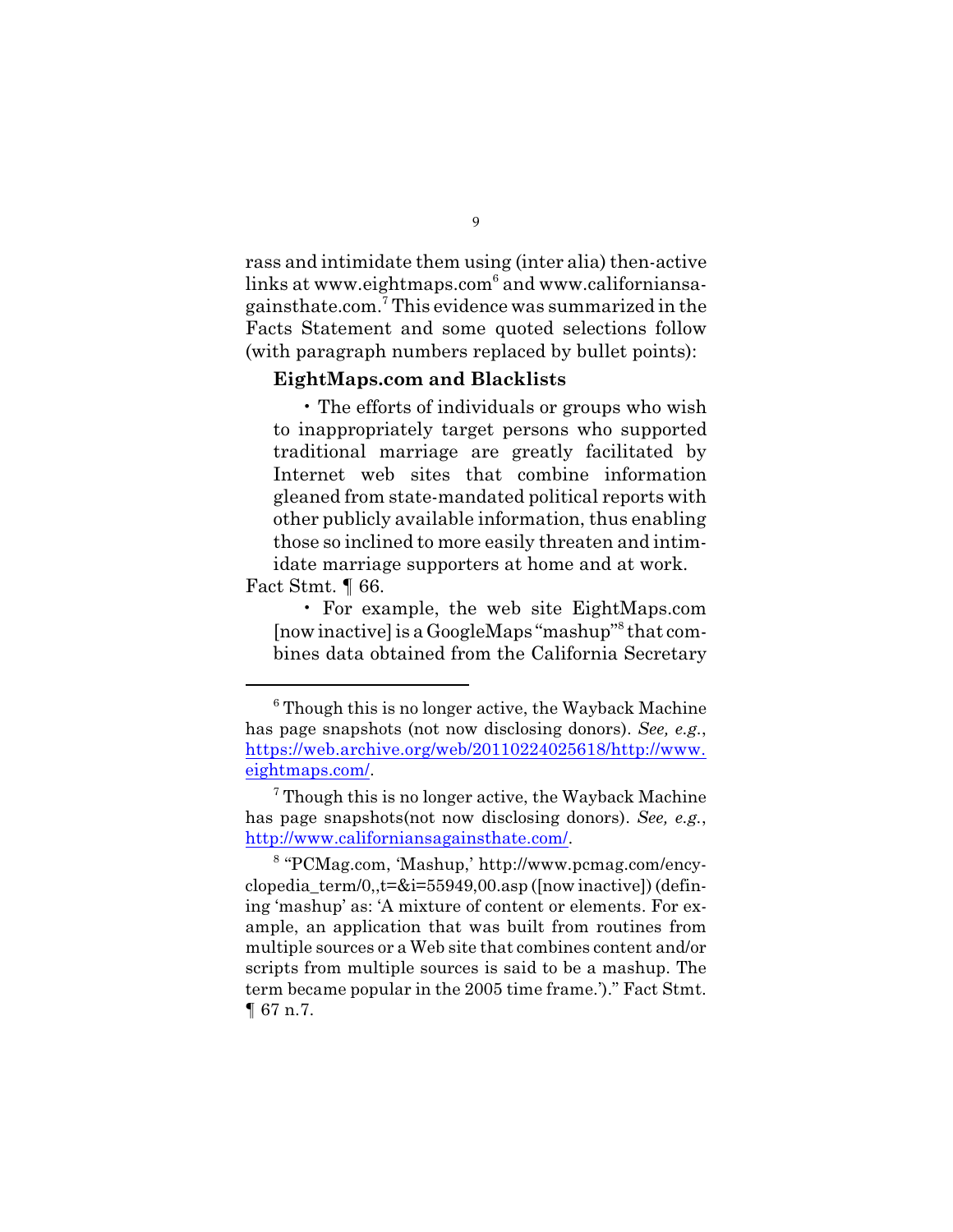rass and intimidate them using (inter alia) then-active links at www.eightmaps.com[6] and www.californiansagainsthate.com.[7] This evidence was summarized in the Facts Statement and some quoted selections follow (with paragraph numbers replaced by bullet points):

**EightMaps.com and Blacklists**

> • The efforts of individuals or groups who wish to inappropriately target persons who supported traditional marriage are greatly facilitated by Internet web sites that combine information gleaned from state-mandated political reports with other publicly available information, thus enabling those so inclined to more easily threaten and intimidate marriage supporters at home and at work.

Fact Stmt. ¶ 66.

> • For example, the web site EightMaps.com [now inactive] is a GoogleMaps "mashup"[8] that combines data obtained from the California Secretary

---

[6] Though this is no longer active, the Wayback Machine has page snapshots (not now disclosing donors). *See, e.g.*, https://web.archive.org/web/20110224025618/http://www.eightmaps.com/.

[7] Though this is no longer active, the Wayback Machine has page snapshots(not now disclosing donors). *See, e.g.*, http://www.californiansagainsthate.com/.

[8] "PCMag.com, 'Mashup,' http://www.pcmag.com/encyclopedia_term/0,,t=&i=55949,00.asp ([now inactive]) (defining 'mashup' as: 'A mixture of content or elements. For example, an application that was built from routines from multiple sources or a Web site that combines content and/or scripts from multiple sources is said to be a mashup. The term became popular in the 2005 time frame.')." Fact Stmt. ¶ 67 n.7.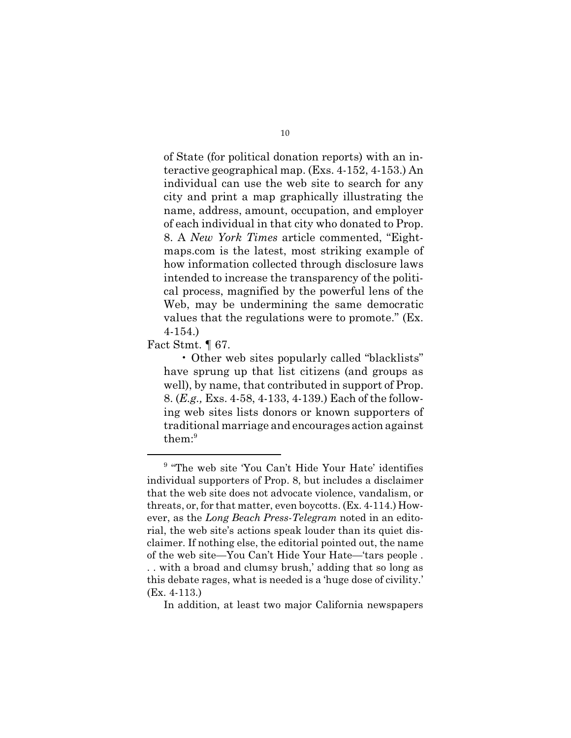of State (for political donation reports) with an interactive geographical map. (Exs. 4-152, 4-153.) An individual can use the web site to search for any city and print a map graphically illustrating the name, address, amount, occupation, and employer of each individual in that city who donated to Prop. 8. A *New York Times* article commented, "Eightmaps.com is the latest, most striking example of how information collected through disclosure laws intended to increase the transparency of the political process, magnified by the powerful lens of the Web, may be undermining the same democratic values that the regulations were to promote." (Ex. 4-154.)

Fact Stmt. ¶ 67.

• Other web sites popularly called "blacklists" have sprung up that list citizens (and groups as well), by name, that contributed in support of Prop. 8. (*E.g.,* Exs. 4-58, 4-133, 4-139.) Each of the following web sites lists donors or known supporters of traditional marriage and encourages action against them:[9]

---

[9] "The web site 'You Can't Hide Your Hate' identifies individual supporters of Prop. 8, but includes a disclaimer that the web site does not advocate violence, vandalism, or threats, or, for that matter, even boycotts. (Ex. 4-114.) However, as the *Long Beach Press-Telegram* noted in an editorial, the web site's actions speak louder than its quiet disclaimer. If nothing else, the editorial pointed out, the name of the web site—You Can't Hide Your Hate—'tars people . . . with a broad and clumsy brush,' adding that so long as this debate rages, what is needed is a 'huge dose of civility.' (Ex. 4-113.)

In addition, at least two major California newspapers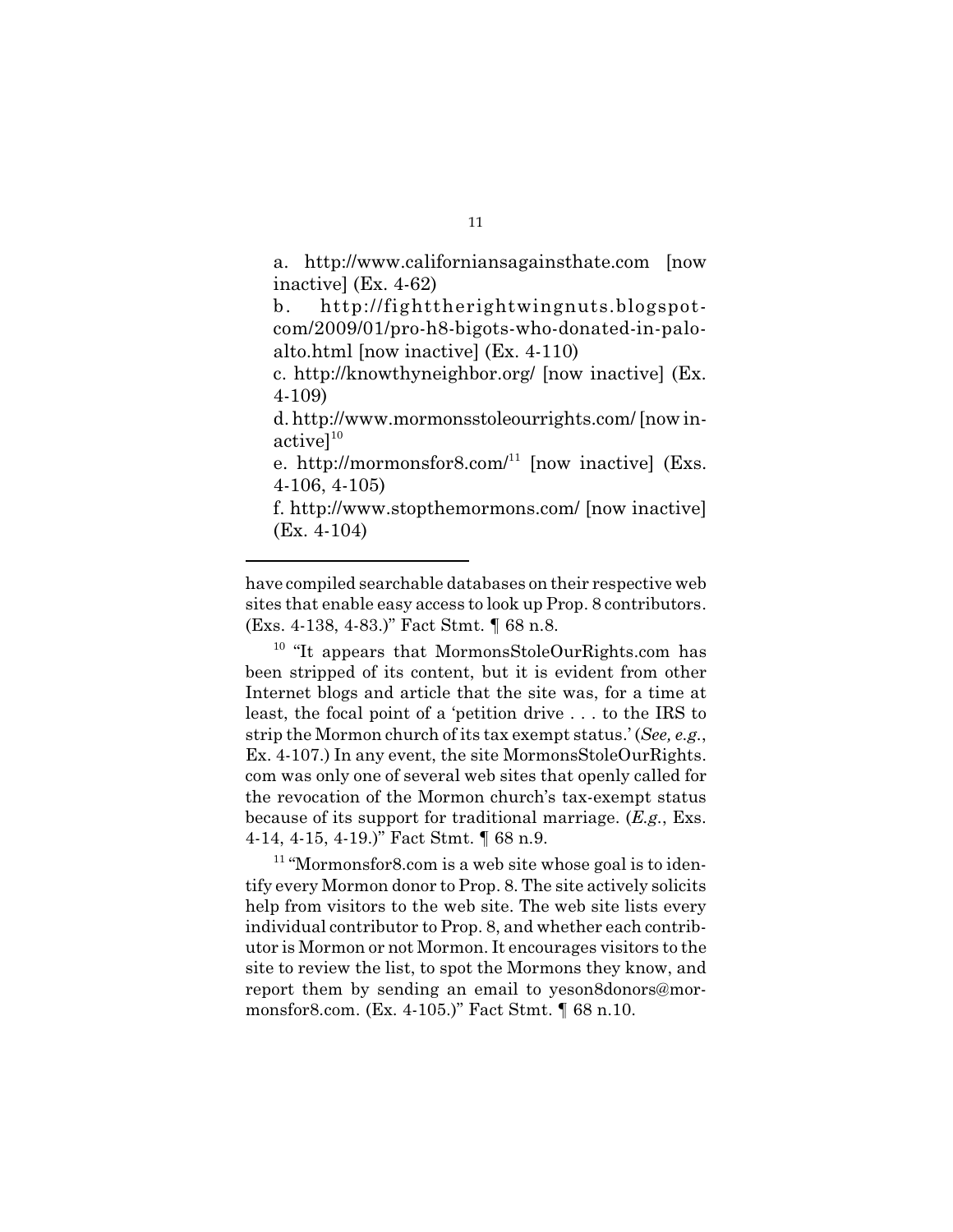a. http://www.californiansagainsthate.com [now inactive] (Ex. 4-62)

b. http://fighttherightwingnuts.blogspot-com/2009/01/pro-h8-bigots-who-donated-in-palo-alto.html [now inactive] (Ex. 4-110)

c. http://knowthyneighbor.org/ [now inactive] (Ex. 4-109)

d. http://www.mormonsstoleourrights.com/ [now inactive][10]

e. http://mormonsfor8.com/[11] [now inactive] (Exs. 4-106, 4-105)

f. http://www.stopthemormons.com/ [now inactive] (Ex. 4-104)

---

have compiled searchable databases on their respective web sites that enable easy access to look up Prop. 8 contributors. (Exs. 4-138, 4-83.)" Fact Stmt. ¶ 68 n.8.

[10] "It appears that MormonsStoleOurRights.com has been stripped of its content, but it is evident from other Internet blogs and article that the site was, for a time at least, the focal point of a 'petition drive . . . to the IRS to strip the Mormon church of its tax exempt status.' (*See, e.g.*, Ex. 4-107.) In any event, the site MormonsStoleOurRights.com was only one of several web sites that openly called for the revocation of the Mormon church's tax-exempt status because of its support for traditional marriage. (*E.g.*, Exs. 4-14, 4-15, 4-19.)" Fact Stmt. ¶ 68 n.9.

[11] "Mormonsfor8.com is a web site whose goal is to identify every Mormon donor to Prop. 8. The site actively solicits help from visitors to the web site. The web site lists every individual contributor to Prop. 8, and whether each contributor is Mormon or not Mormon. It encourages visitors to the site to review the list, to spot the Mormons they know, and report them by sending an email to yeson8donors@mormonsfor8.com. (Ex. 4-105.)" Fact Stmt. ¶ 68 n.10.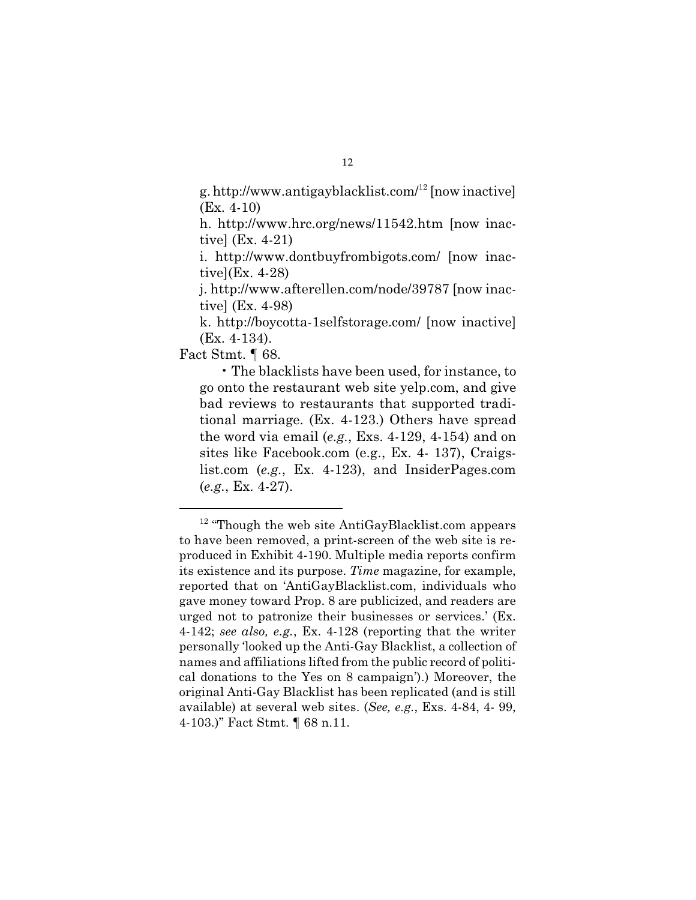g. http://www.antigayblacklist.com/[12] [now inactive] (Ex. 4-10)

h. http://www.hrc.org/news/11542.htm [now inactive] (Ex. 4-21)

i. http://www.dontbuyfrombigots.com/ [now inactive](Ex. 4-28)

j. http://www.afterellen.com/node/39787 [now inactive] (Ex. 4-98)

k. http://boycotta-1selfstorage.com/ [now inactive] (Ex. 4-134).

Fact Stmt. ¶ 68.

- The blacklists have been used, for instance, to go onto the restaurant web site yelp.com, and give bad reviews to restaurants that supported traditional marriage. (Ex. 4-123.) Others have spread the word via email (*e.g.*, Exs. 4-129, 4-154) and on sites like Facebook.com (e.g., Ex. 4- 137), Craigslist.com (*e.g.*, Ex. 4-123), and InsiderPages.com (*e.g.*, Ex. 4-27).

---

[12] "Though the web site AntiGayBlacklist.com appears to have been removed, a print-screen of the web site is reproduced in Exhibit 4-190. Multiple media reports confirm its existence and its purpose. *Time* magazine, for example, reported that on 'AntiGayBlacklist.com, individuals who gave money toward Prop. 8 are publicized, and readers are urged not to patronize their businesses or services.' (Ex. 4-142; *see also, e.g.*, Ex. 4-128 (reporting that the writer personally 'looked up the Anti-Gay Blacklist, a collection of names and affiliations lifted from the public record of political donations to the Yes on 8 campaign').) Moreover, the original Anti-Gay Blacklist has been replicated (and is still available) at several web sites. (*See, e.g.*, Exs. 4-84, 4- 99, 4-103.)" Fact Stmt. ¶ 68 n.11.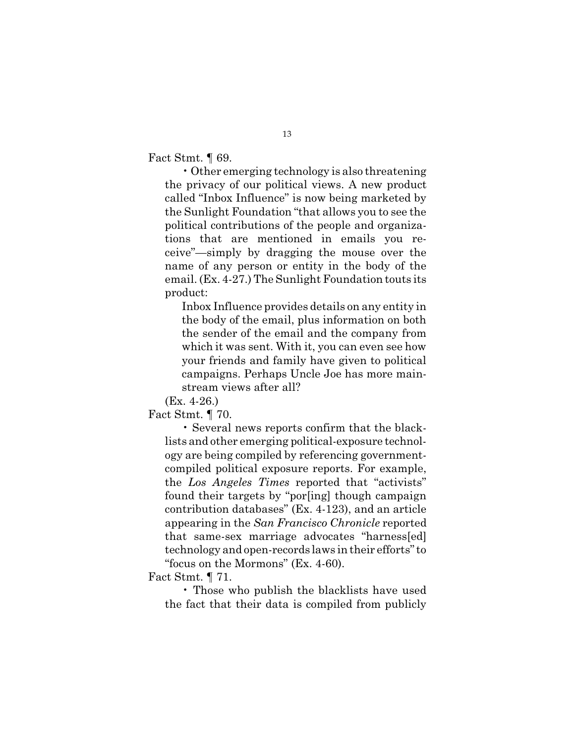Fact Stmt. ¶ 69.

• Other emerging technology is also threatening the privacy of our political views. A new product called "Inbox Influence" is now being marketed by the Sunlight Foundation "that allows you to see the political contributions of the people and organizations that are mentioned in emails you receive"—simply by dragging the mouse over the name of any person or entity in the body of the email. (Ex. 4-27.) The Sunlight Foundation touts its product:

> Inbox Influence provides details on any entity in the body of the email, plus information on both the sender of the email and the company from which it was sent. With it, you can even see how your friends and family have given to political campaigns. Perhaps Uncle Joe has more mainstream views after all?

(Ex. 4-26.)

Fact Stmt. ¶ 70.

• Several news reports confirm that the blacklists and other emerging political-exposure technology are being compiled by referencing government-compiled political exposure reports. For example, the *Los Angeles Times* reported that "activists" found their targets by "por[ing] though campaign contribution databases" (Ex. 4-123), and an article appearing in the *San Francisco Chronicle* reported that same-sex marriage advocates "harness[ed] technology and open-records laws in their efforts" to "focus on the Mormons" (Ex. 4-60).

Fact Stmt. ¶ 71.

• Those who publish the blacklists have used the fact that their data is compiled from publicly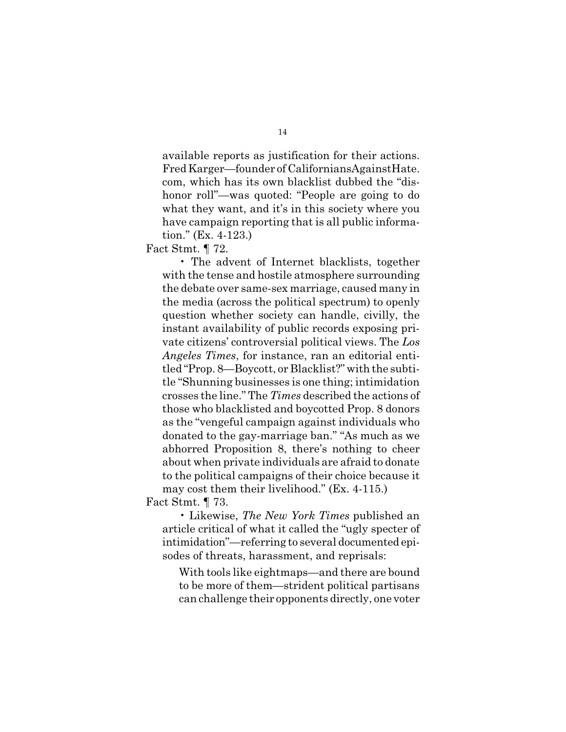available reports as justification for their actions. Fred Karger—founder of CaliforniansAgainstHate.com, which has its own blacklist dubbed the "dishonor roll"—was quoted: "People are going to do what they want, and it's in this society where you have campaign reporting that is all public information." (Ex. 4-123.)

Fact Stmt. ¶ 72.

• The advent of Internet blacklists, together with the tense and hostile atmosphere surrounding the debate over same-sex marriage, caused many in the media (across the political spectrum) to openly question whether society can handle, civilly, the instant availability of public records exposing private citizens' controversial political views. The *Los Angeles Times*, for instance, ran an editorial entitled "Prop. 8—Boycott, or Blacklist?" with the subtitle "Shunning businesses is one thing; intimidation crosses the line." The *Times* described the actions of those who blacklisted and boycotted Prop. 8 donors as the "vengeful campaign against individuals who donated to the gay-marriage ban." "As much as we abhorred Proposition 8, there's nothing to cheer about when private individuals are afraid to donate to the political campaigns of their choice because it may cost them their livelihood." (Ex. 4-115.)

Fact Stmt. ¶ 73.

• Likewise, *The New York Times* published an article critical of what it called the "ugly specter of intimidation"—referring to several documented episodes of threats, harassment, and reprisals:

> With tools like eightmaps—and there are bound to be more of them—strident political partisans can challenge their opponents directly, one voter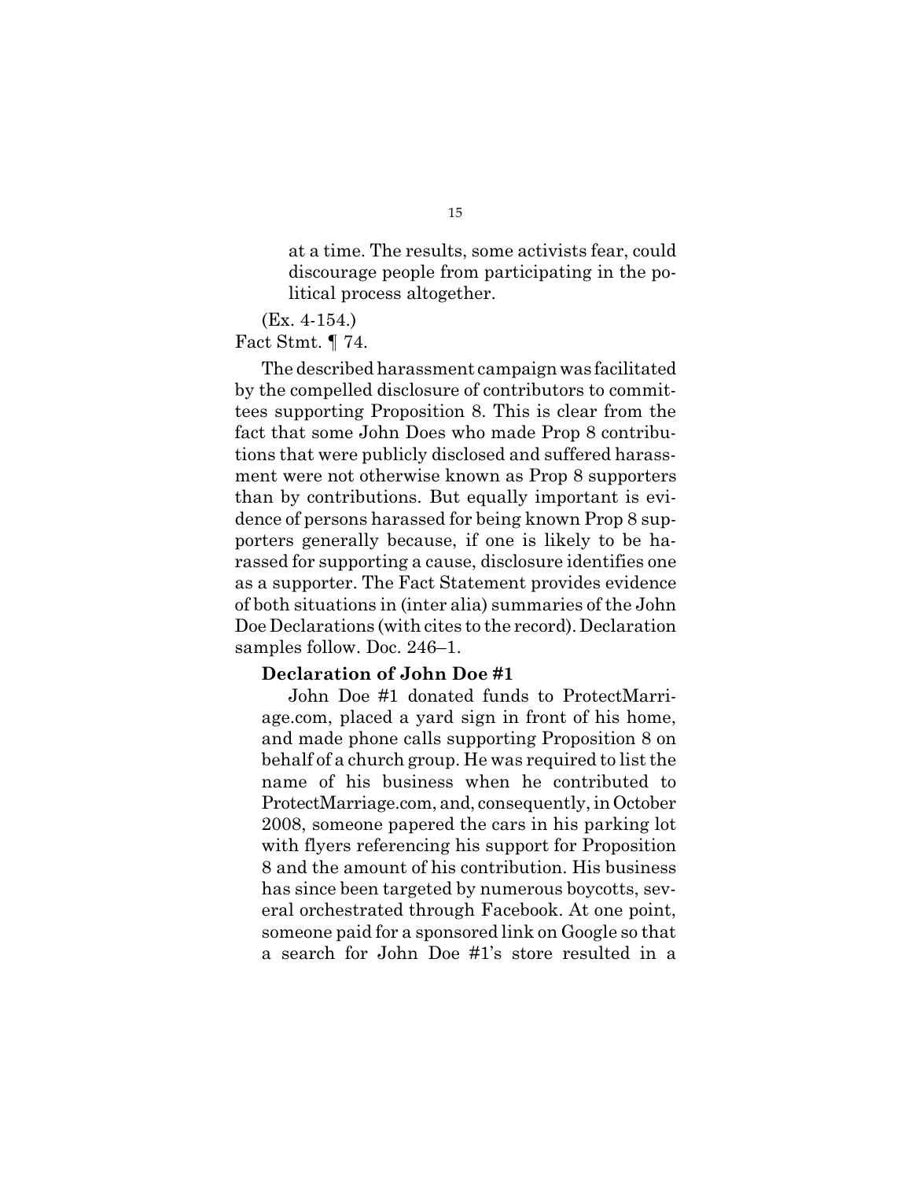> at a time. The results, some activists fear, could discourage people from participating in the political process altogether.

(Ex. 4-154.)
Fact Stmt. ¶ 74.

The described harassment campaign was facilitated by the compelled disclosure of contributors to committees supporting Proposition 8. This is clear from the fact that some John Does who made Prop 8 contributions that were publicly disclosed and suffered harassment were not otherwise known as Prop 8 supporters than by contributions. But equally important is evidence of persons harassed for being known Prop 8 supporters generally because, if one is likely to be harassed for supporting a cause, disclosure identifies one as a supporter. The Fact Statement provides evidence of both situations in (inter alia) summaries of the John Doe Declarations (with cites to the record). Declaration samples follow. Doc. 246–1.

> **Declaration of John Doe #1**
>
> John Doe #1 donated funds to ProtectMarriage.com, placed a yard sign in front of his home, and made phone calls supporting Proposition 8 on behalf of a church group. He was required to list the name of his business when he contributed to ProtectMarriage.com, and, consequently, in October 2008, someone papered the cars in his parking lot with flyers referencing his support for Proposition 8 and the amount of his contribution. His business has since been targeted by numerous boycotts, several orchestrated through Facebook. At one point, someone paid for a sponsored link on Google so that a search for John Doe #1's store resulted in a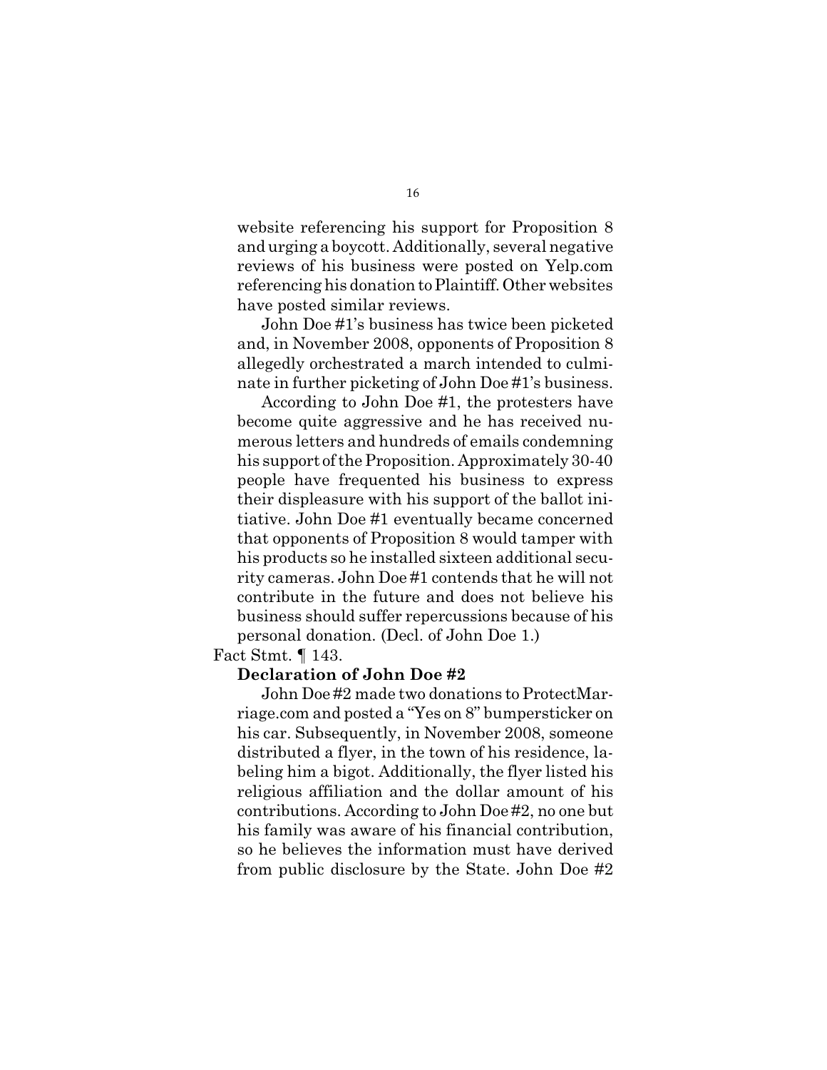website referencing his support for Proposition 8 and urging a boycott. Additionally, several negative reviews of his business were posted on Yelp.com referencing his donation to Plaintiff. Other websites have posted similar reviews.

John Doe #1's business has twice been picketed and, in November 2008, opponents of Proposition 8 allegedly orchestrated a march intended to culminate in further picketing of John Doe #1's business.

According to John Doe #1, the protesters have become quite aggressive and he has received numerous letters and hundreds of emails condemning his support of the Proposition. Approximately 30-40 people have frequented his business to express their displeasure with his support of the ballot initiative. John Doe #1 eventually became concerned that opponents of Proposition 8 would tamper with his products so he installed sixteen additional security cameras. John Doe #1 contends that he will not contribute in the future and does not believe his business should suffer repercussions because of his personal donation. (Decl. of John Doe 1.)

Fact Stmt. ¶ 143.

**Declaration of John Doe #2**

John Doe #2 made two donations to ProtectMarriage.com and posted a "Yes on 8" bumpersticker on his car. Subsequently, in November 2008, someone distributed a flyer, in the town of his residence, labeling him a bigot. Additionally, the flyer listed his religious affiliation and the dollar amount of his contributions. According to John Doe #2, no one but his family was aware of his financial contribution, so he believes the information must have derived from public disclosure by the State. John Doe #2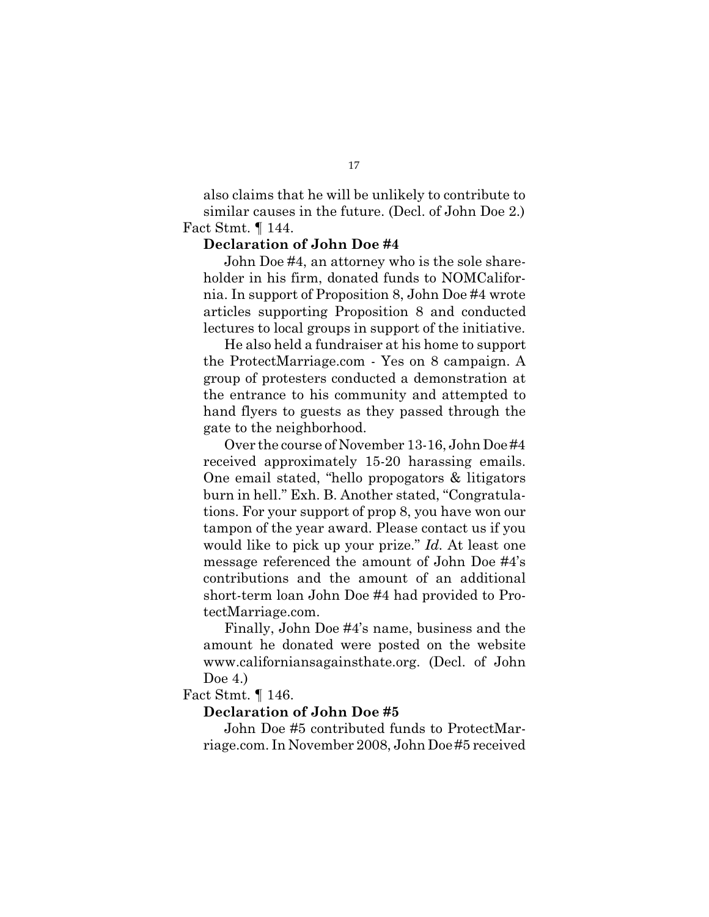also claims that he will be unlikely to contribute to similar causes in the future. (Decl. of John Doe 2.)

Fact Stmt. ¶ 144.

**Declaration of John Doe #4**

John Doe #4, an attorney who is the sole shareholder in his firm, donated funds to NOMCalifornia. In support of Proposition 8, John Doe #4 wrote articles supporting Proposition 8 and conducted lectures to local groups in support of the initiative.

He also held a fundraiser at his home to support the ProtectMarriage.com - Yes on 8 campaign. A group of protesters conducted a demonstration at the entrance to his community and attempted to hand flyers to guests as they passed through the gate to the neighborhood.

Over the course of November 13-16, John Doe #4 received approximately 15-20 harassing emails. One email stated, "hello propogators & litigators burn in hell." Exh. B. Another stated, "Congratulations. For your support of prop 8, you have won our tampon of the year award. Please contact us if you would like to pick up your prize." *Id.* At least one message referenced the amount of John Doe #4's contributions and the amount of an additional short-term loan John Doe #4 had provided to ProtectMarriage.com.

Finally, John Doe #4's name, business and the amount he donated were posted on the website www.californiansagainsthate.org. (Decl. of John Doe 4.)

Fact Stmt. ¶ 146.

**Declaration of John Doe #5**

John Doe #5 contributed funds to ProtectMarriage.com. In November 2008, John Doe #5 received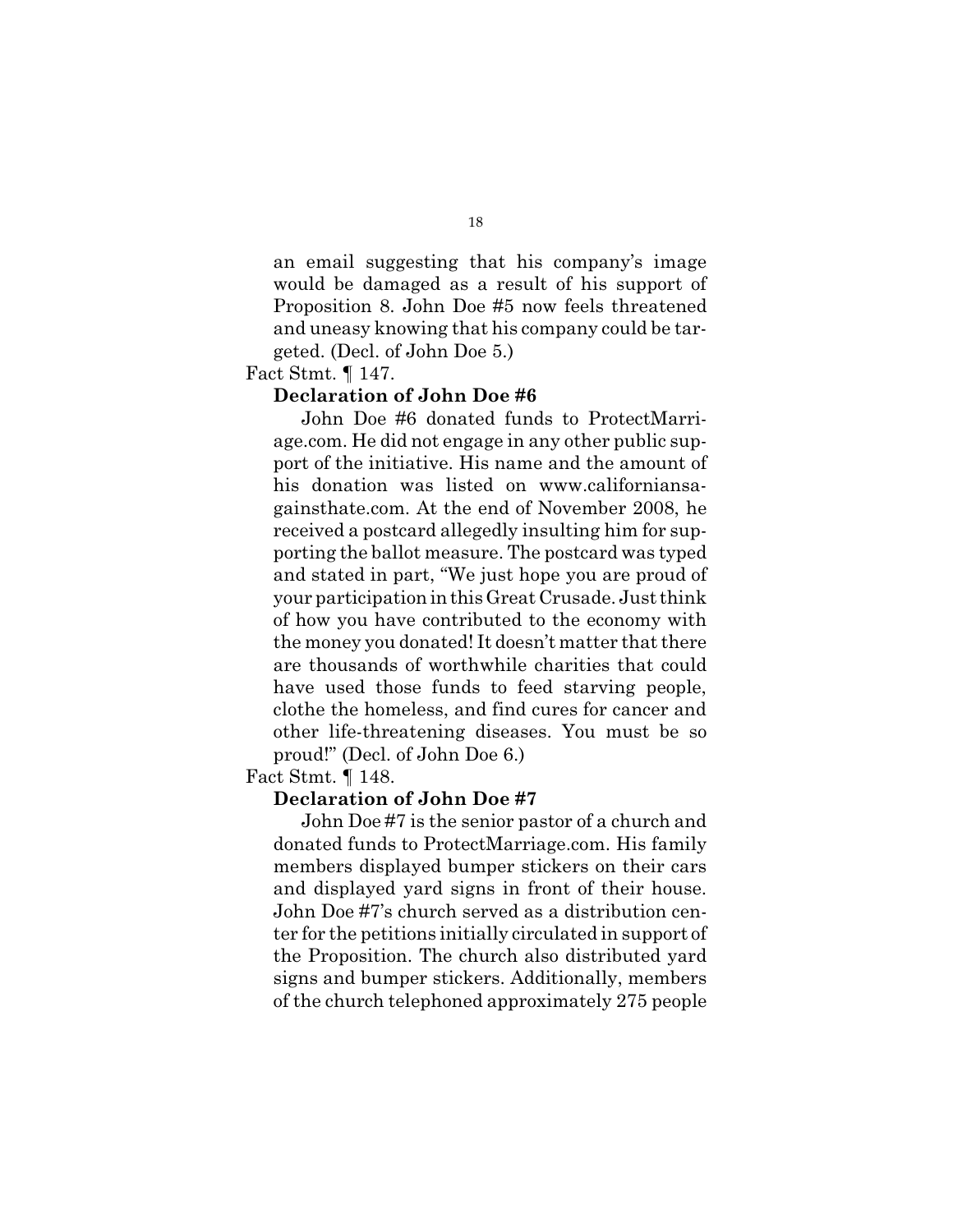an email suggesting that his company's image would be damaged as a result of his support of Proposition 8. John Doe #5 now feels threatened and uneasy knowing that his company could be targeted. (Decl. of John Doe 5.)

Fact Stmt. ¶ 147.

**Declaration of John Doe #6**

John Doe #6 donated funds to ProtectMarriage.com. He did not engage in any other public support of the initiative. His name and the amount of his donation was listed on www.californiansagainsthate.com. At the end of November 2008, he received a postcard allegedly insulting him for supporting the ballot measure. The postcard was typed and stated in part, "We just hope you are proud of your participation in this Great Crusade. Just think of how you have contributed to the economy with the money you donated! It doesn't matter that there are thousands of worthwhile charities that could have used those funds to feed starving people, clothe the homeless, and find cures for cancer and other life-threatening diseases. You must be so proud!" (Decl. of John Doe 6.)

Fact Stmt. ¶ 148.

**Declaration of John Doe #7**

John Doe #7 is the senior pastor of a church and donated funds to ProtectMarriage.com. His family members displayed bumper stickers on their cars and displayed yard signs in front of their house. John Doe #7's church served as a distribution center for the petitions initially circulated in support of the Proposition. The church also distributed yard signs and bumper stickers. Additionally, members of the church telephoned approximately 275 people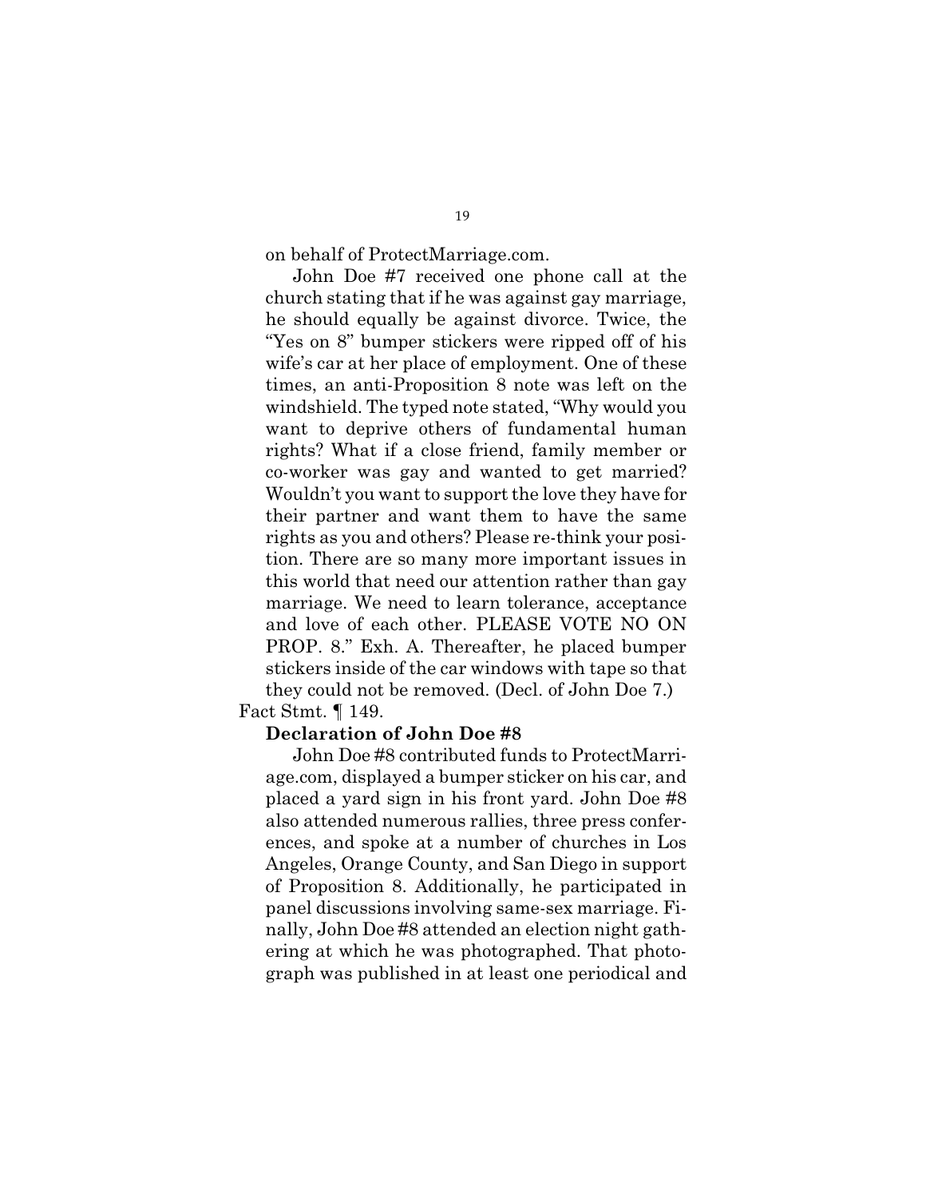on behalf of ProtectMarriage.com.

John Doe #7 received one phone call at the church stating that if he was against gay marriage, he should equally be against divorce. Twice, the "Yes on 8" bumper stickers were ripped off of his wife's car at her place of employment. One of these times, an anti-Proposition 8 note was left on the windshield. The typed note stated, "Why would you want to deprive others of fundamental human rights? What if a close friend, family member or co-worker was gay and wanted to get married? Wouldn't you want to support the love they have for their partner and want them to have the same rights as you and others? Please re-think your position. There are so many more important issues in this world that need our attention rather than gay marriage. We need to learn tolerance, acceptance and love of each other. PLEASE VOTE NO ON PROP. 8." Exh. A. Thereafter, he placed bumper stickers inside of the car windows with tape so that they could not be removed. (Decl. of John Doe 7.)

Fact Stmt. ¶ 149.

**Declaration of John Doe #8**

John Doe #8 contributed funds to ProtectMarriage.com, displayed a bumper sticker on his car, and placed a yard sign in his front yard. John Doe #8 also attended numerous rallies, three press conferences, and spoke at a number of churches in Los Angeles, Orange County, and San Diego in support of Proposition 8. Additionally, he participated in panel discussions involving same-sex marriage. Finally, John Doe #8 attended an election night gathering at which he was photographed. That photograph was published in at least one periodical and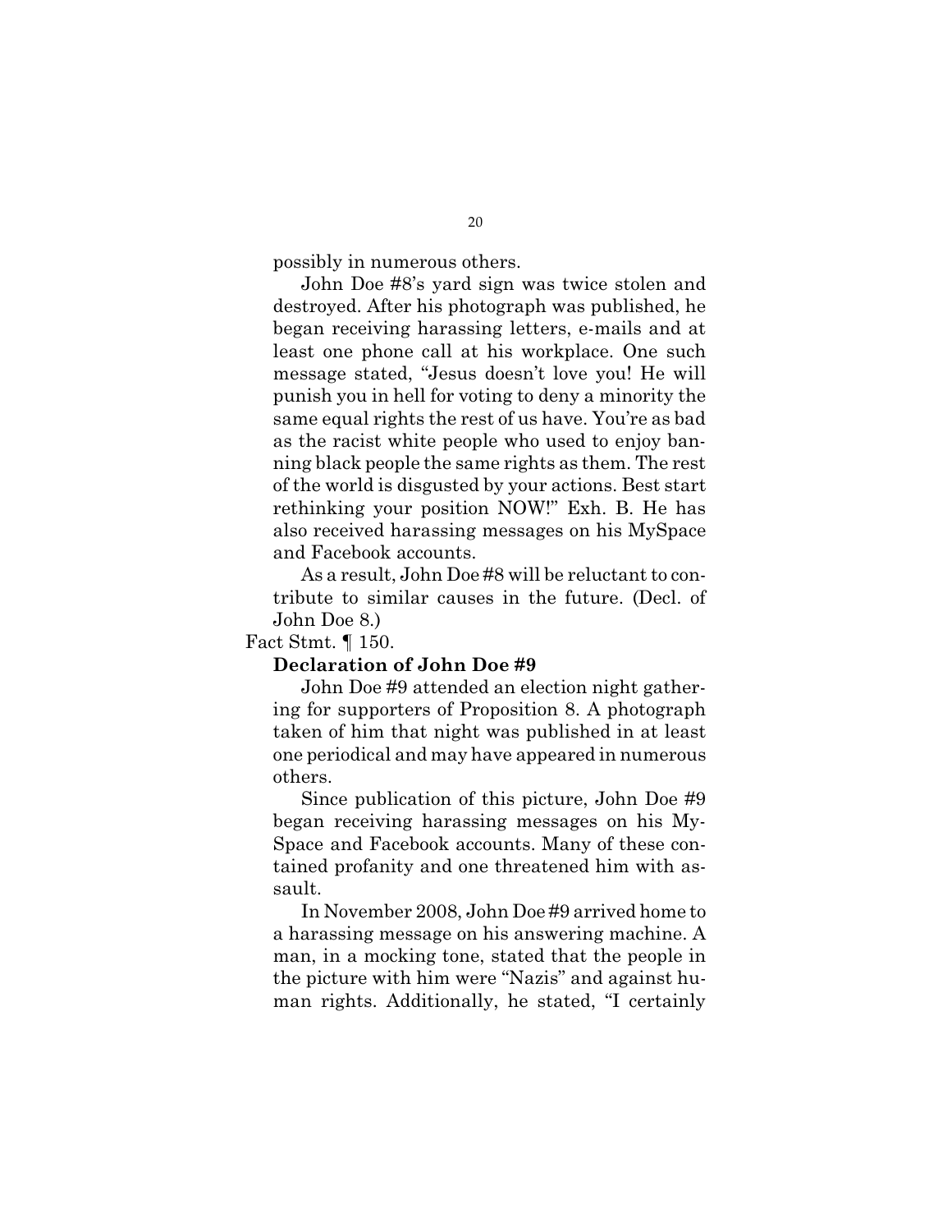possibly in numerous others.

John Doe #8's yard sign was twice stolen and destroyed. After his photograph was published, he began receiving harassing letters, e-mails and at least one phone call at his workplace. One such message stated, "Jesus doesn't love you! He will punish you in hell for voting to deny a minority the same equal rights the rest of us have. You're as bad as the racist white people who used to enjoy banning black people the same rights as them. The rest of the world is disgusted by your actions. Best start rethinking your position NOW!" Exh. B. He has also received harassing messages on his MySpace and Facebook accounts.

As a result, John Doe #8 will be reluctant to contribute to similar causes in the future. (Decl. of John Doe 8.)

Fact Stmt. ¶ 150.

**Declaration of John Doe #9**

John Doe #9 attended an election night gathering for supporters of Proposition 8. A photograph taken of him that night was published in at least one periodical and may have appeared in numerous others.

Since publication of this picture, John Doe #9 began receiving harassing messages on his MySpace and Facebook accounts. Many of these contained profanity and one threatened him with assault.

In November 2008, John Doe #9 arrived home to a harassing message on his answering machine. A man, in a mocking tone, stated that the people in the picture with him were "Nazis" and against human rights. Additionally, he stated, "I certainly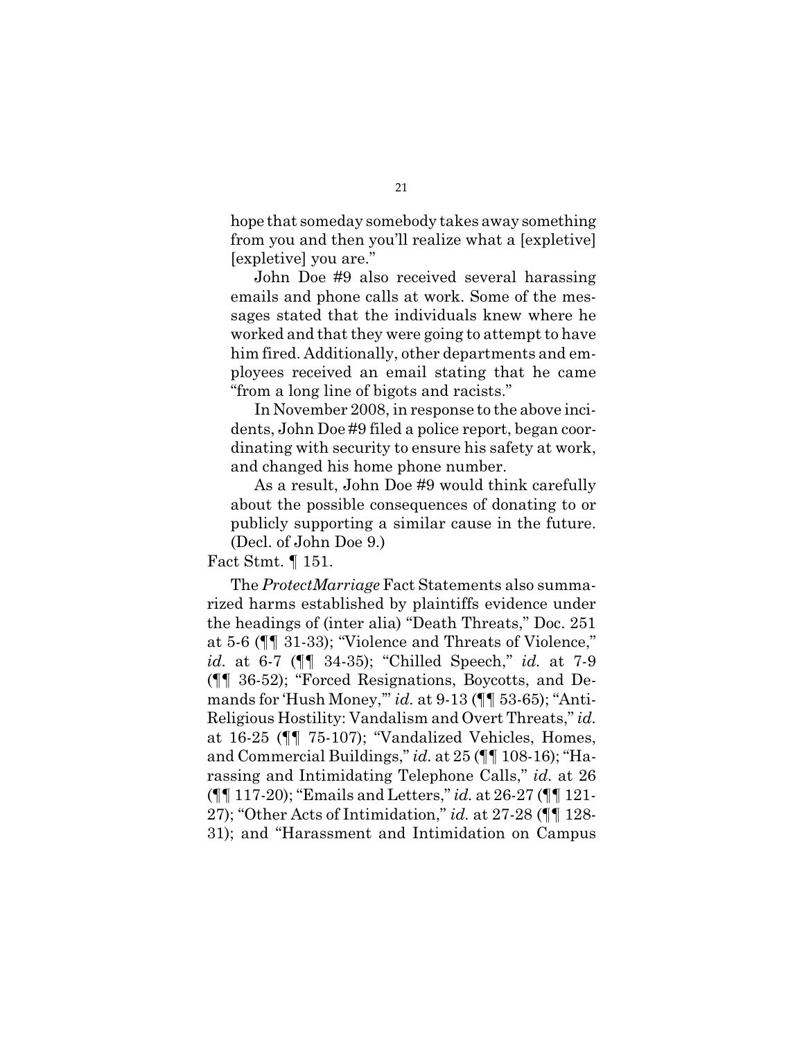> hope that someday somebody takes away something from you and then you'll realize what a [expletive] [expletive] you are."
>
> John Doe #9 also received several harassing emails and phone calls at work. Some of the messages stated that the individuals knew where he worked and that they were going to attempt to have him fired. Additionally, other departments and employees received an email stating that he came "from a long line of bigots and racists."
>
> In November 2008, in response to the above incidents, John Doe #9 filed a police report, began coordinating with security to ensure his safety at work, and changed his home phone number.
>
> As a result, John Doe #9 would think carefully about the possible consequences of donating to or publicly supporting a similar cause in the future. (Decl. of John Doe 9.)

Fact Stmt. ¶ 151.

The *ProtectMarriage* Fact Statements also summarized harms established by plaintiffs evidence under the headings of (inter alia) "Death Threats," Doc. 251 at 5-6 (¶¶ 31-33); "Violence and Threats of Violence," *id.* at 6-7 (¶¶ 34-35); "Chilled Speech," *id.* at 7-9 (¶¶ 36-52); "Forced Resignations, Boycotts, and Demands for 'Hush Money,'" *id.* at 9-13 (¶¶ 53-65); "Anti-Religious Hostility: Vandalism and Overt Threats," *id.* at 16-25 (¶¶ 75-107); "Vandalized Vehicles, Homes, and Commercial Buildings," *id.* at 25 (¶¶ 108-16); "Harassing and Intimidating Telephone Calls," *id.* at 26 (¶¶ 117-20); "Emails and Letters," *id.* at 26-27 (¶¶ 121-27); "Other Acts of Intimidation," *id.* at 27-28 (¶¶ 128-31); and "Harassment and Intimidation on Campus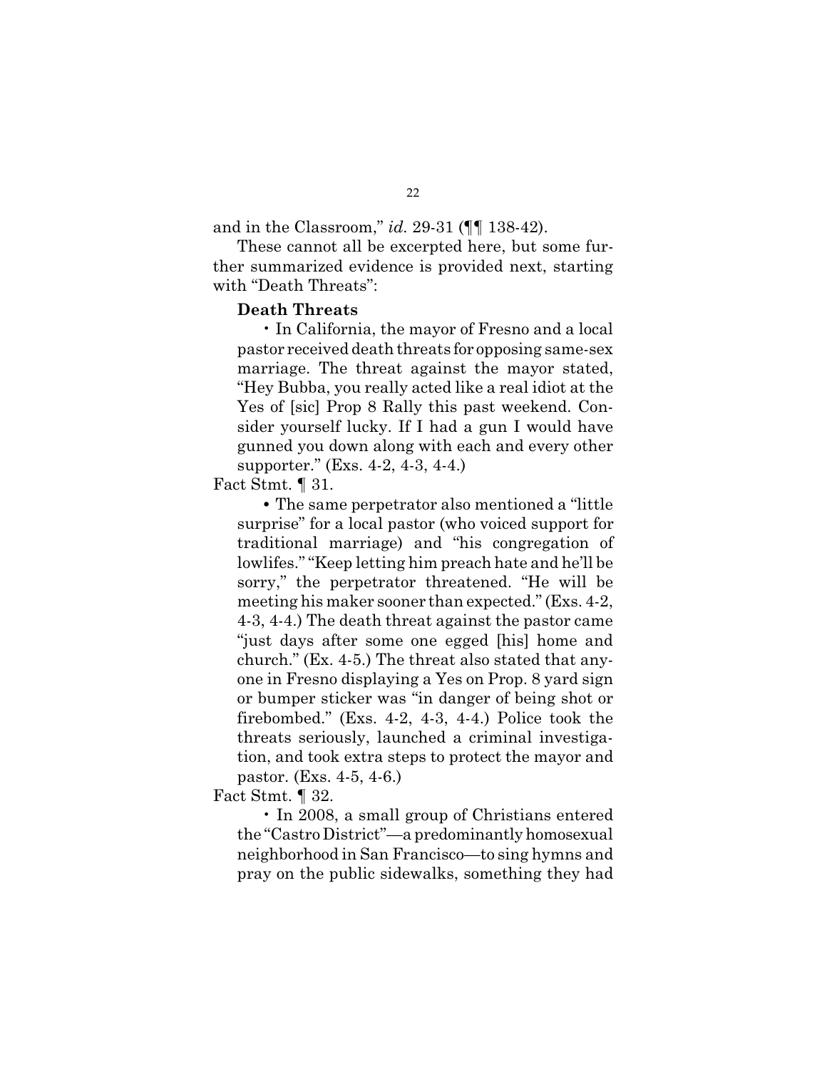and in the Classroom," *id.* 29-31 (¶¶ 138-42).

These cannot all be excerpted here, but some further summarized evidence is provided next, starting with "Death Threats":

**Death Threats**

• In California, the mayor of Fresno and a local pastor received death threats for opposing same-sex marriage. The threat against the mayor stated, "Hey Bubba, you really acted like a real idiot at the Yes of [sic] Prop 8 Rally this past weekend. Consider yourself lucky. If I had a gun I would have gunned you down along with each and every other supporter." (Exs. 4-2, 4-3, 4-4.)

Fact Stmt. ¶ 31.

• The same perpetrator also mentioned a "little surprise" for a local pastor (who voiced support for traditional marriage) and "his congregation of lowlifes." "Keep letting him preach hate and he'll be sorry," the perpetrator threatened. "He will be meeting his maker sooner than expected." (Exs. 4-2, 4-3, 4-4.) The death threat against the pastor came "just days after some one egged [his] home and church." (Ex. 4-5.) The threat also stated that anyone in Fresno displaying a Yes on Prop. 8 yard sign or bumper sticker was "in danger of being shot or firebombed." (Exs. 4-2, 4-3, 4-4.) Police took the threats seriously, launched a criminal investigation, and took extra steps to protect the mayor and pastor. (Exs. 4-5, 4-6.)

Fact Stmt. ¶ 32.

• In 2008, a small group of Christians entered the "Castro District"—a predominantly homosexual neighborhood in San Francisco—to sing hymns and pray on the public sidewalks, something they had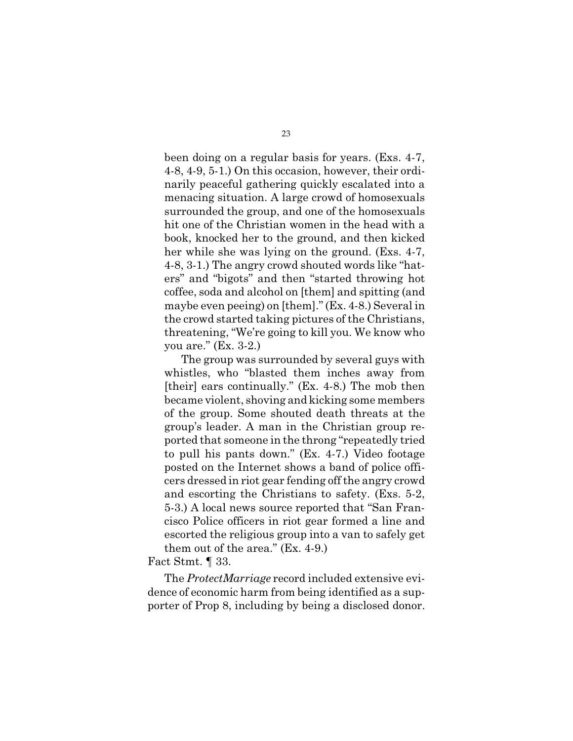been doing on a regular basis for years. (Exs. 4-7, 4-8, 4-9, 5-1.) On this occasion, however, their ordinarily peaceful gathering quickly escalated into a menacing situation. A large crowd of homosexuals surrounded the group, and one of the homosexuals hit one of the Christian women in the head with a book, knocked her to the ground, and then kicked her while she was lying on the ground. (Exs. 4-7, 4-8, 3-1.) The angry crowd shouted words like "haters" and "bigots" and then "started throwing hot coffee, soda and alcohol on [them] and spitting (and maybe even peeing) on [them]." (Ex. 4-8.) Several in the crowd started taking pictures of the Christians, threatening, "We're going to kill you. We know who you are." (Ex. 3-2.)

The group was surrounded by several guys with whistles, who "blasted them inches away from [their] ears continually." (Ex. 4-8.) The mob then became violent, shoving and kicking some members of the group. Some shouted death threats at the group's leader. A man in the Christian group reported that someone in the throng "repeatedly tried to pull his pants down." (Ex. 4-7.) Video footage posted on the Internet shows a band of police officers dressed in riot gear fending off the angry crowd and escorting the Christians to safety. (Exs. 5-2, 5-3.) A local news source reported that "San Francisco Police officers in riot gear formed a line and escorted the religious group into a van to safely get them out of the area." (Ex. 4-9.)

Fact Stmt. ¶ 33.

The *ProtectMarriage* record included extensive evidence of economic harm from being identified as a supporter of Prop 8, including by being a disclosed donor.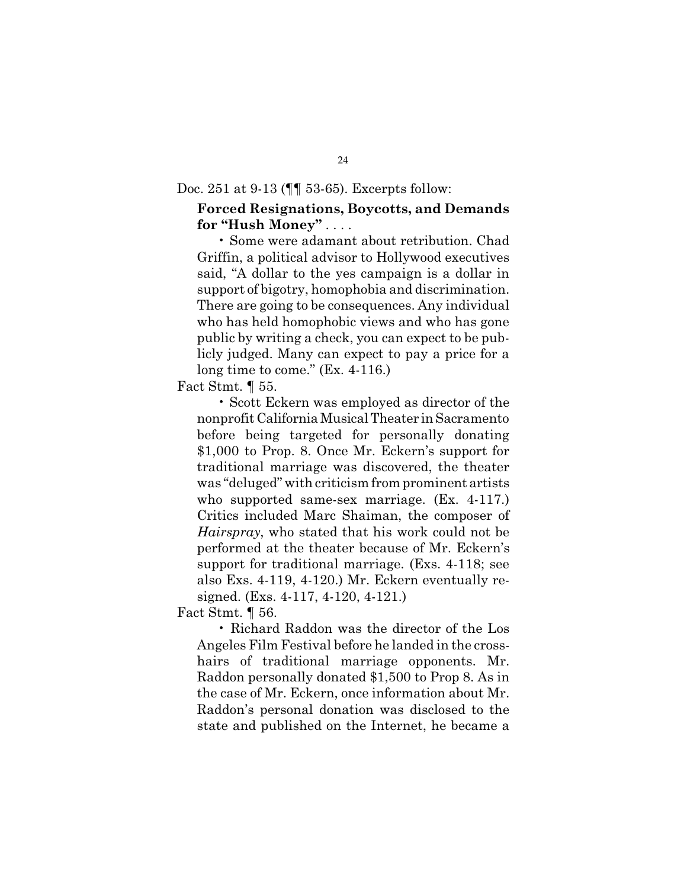Doc. 251 at 9-13 (¶¶ 53-65). Excerpts follow:

> **Forced Resignations, Boycotts, and Demands for "Hush Money"** . . . .
>
> • Some were adamant about retribution. Chad Griffin, a political advisor to Hollywood executives said, "A dollar to the yes campaign is a dollar in support of bigotry, homophobia and discrimination. There are going to be consequences. Any individual who has held homophobic views and who has gone public by writing a check, you can expect to be publicly judged. Many can expect to pay a price for a long time to come." (Ex. 4-116.)

Fact Stmt. ¶ 55.

> • Scott Eckern was employed as director of the nonprofit California Musical Theater in Sacramento before being targeted for personally donating $1,000 to Prop. 8. Once Mr. Eckern's support for traditional marriage was discovered, the theater was "deluged" with criticism from prominent artists who supported same-sex marriage. (Ex. 4-117.) Critics included Marc Shaiman, the composer of *Hairspray*, who stated that his work could not be performed at the theater because of Mr. Eckern's support for traditional marriage. (Exs. 4-118; see also Exs. 4-119, 4-120.) Mr. Eckern eventually resigned. (Exs. 4-117, 4-120, 4-121.)

Fact Stmt. ¶ 56.

> • Richard Raddon was the director of the Los Angeles Film Festival before he landed in the crosshairs of traditional marriage opponents. Mr. Raddon personally donated $1,500 to Prop 8. As in the case of Mr. Eckern, once information about Mr. Raddon's personal donation was disclosed to the state and published on the Internet, he became a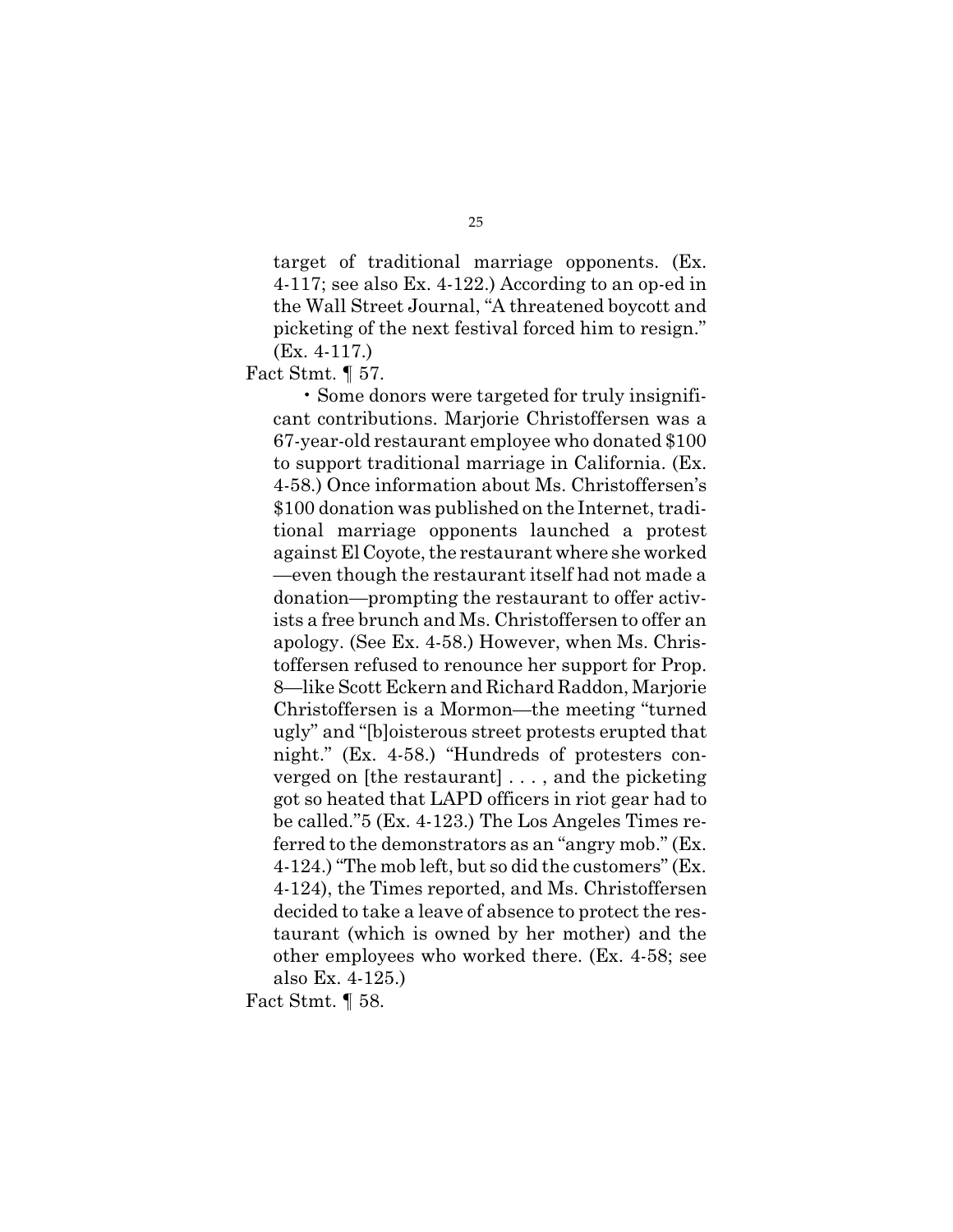target of traditional marriage opponents. (Ex. 4-117; see also Ex. 4-122.) According to an op-ed in the Wall Street Journal, "A threatened boycott and picketing of the next festival forced him to resign." (Ex. 4-117.)

Fact Stmt. ¶ 57.

- Some donors were targeted for truly insignificant contributions. Marjorie Christoffersen was a 67-year-old restaurant employee who donated $100 to support traditional marriage in California. (Ex. 4-58.) Once information about Ms. Christoffersen's $100 donation was published on the Internet, traditional marriage opponents launched a protest against El Coyote, the restaurant where she worked —even though the restaurant itself had not made a donation—prompting the restaurant to offer activists a free brunch and Ms. Christoffersen to offer an apology. (See Ex. 4-58.) However, when Ms. Christoffersen refused to renounce her support for Prop. 8—like Scott Eckern and Richard Raddon, Marjorie Christoffersen is a Mormon—the meeting "turned ugly" and "[b]oisterous street protests erupted that night." (Ex. 4-58.) "Hundreds of protesters converged on [the restaurant] . . . , and the picketing got so heated that LAPD officers in riot gear had to be called."[5] (Ex. 4-123.) The Los Angeles Times referred to the demonstrators as an "angry mob." (Ex. 4-124.) "The mob left, but so did the customers" (Ex. 4-124), the Times reported, and Ms. Christoffersen decided to take a leave of absence to protect the restaurant (which is owned by her mother) and the other employees who worked there. (Ex. 4-58; see also Ex. 4-125.)

Fact Stmt. ¶ 58.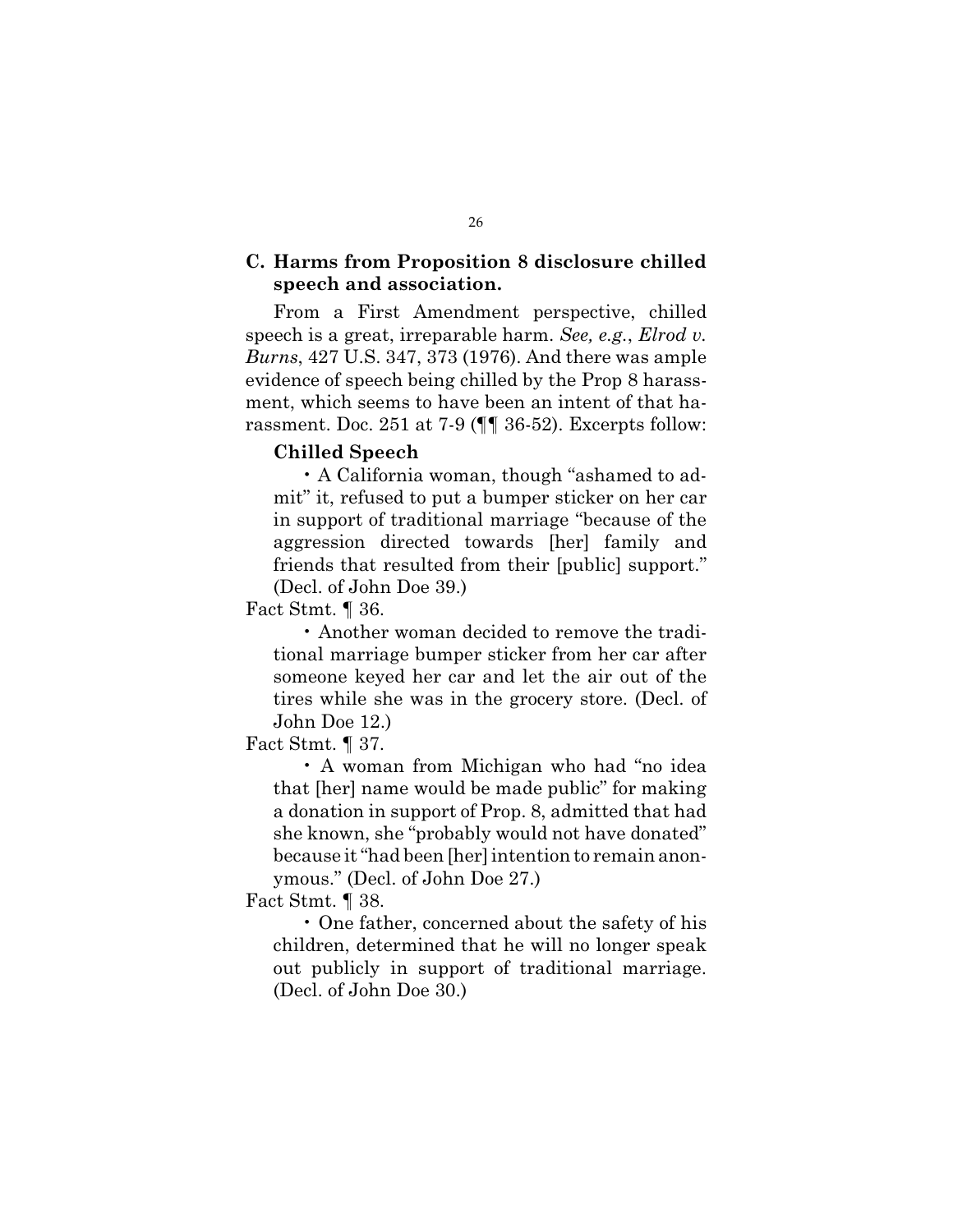### C. Harms from Proposition 8 disclosure chilled speech and association.

From a First Amendment perspective, chilled speech is a great, irreparable harm. *See, e.g.*, *Elrod v. Burns*, 427 U.S. 347, 373 (1976). And there was ample evidence of speech being chilled by the Prop 8 harassment, which seems to have been an intent of that harassment. Doc. 251 at 7-9 (¶¶ 36-52). Excerpts follow:

> **Chilled Speech**
>
> • A California woman, though "ashamed to admit" it, refused to put a bumper sticker on her car in support of traditional marriage "because of the aggression directed towards [her] family and friends that resulted from their [public] support." (Decl. of John Doe 39.)

Fact Stmt. ¶ 36.

> • Another woman decided to remove the traditional marriage bumper sticker from her car after someone keyed her car and let the air out of the tires while she was in the grocery store. (Decl. of John Doe 12.)

Fact Stmt. ¶ 37.

> • A woman from Michigan who had "no idea that [her] name would be made public" for making a donation in support of Prop. 8, admitted that had she known, she "probably would not have donated" because it "had been [her] intention to remain anonymous." (Decl. of John Doe 27.)

Fact Stmt. ¶ 38.

> • One father, concerned about the safety of his children, determined that he will no longer speak out publicly in support of traditional marriage. (Decl. of John Doe 30.)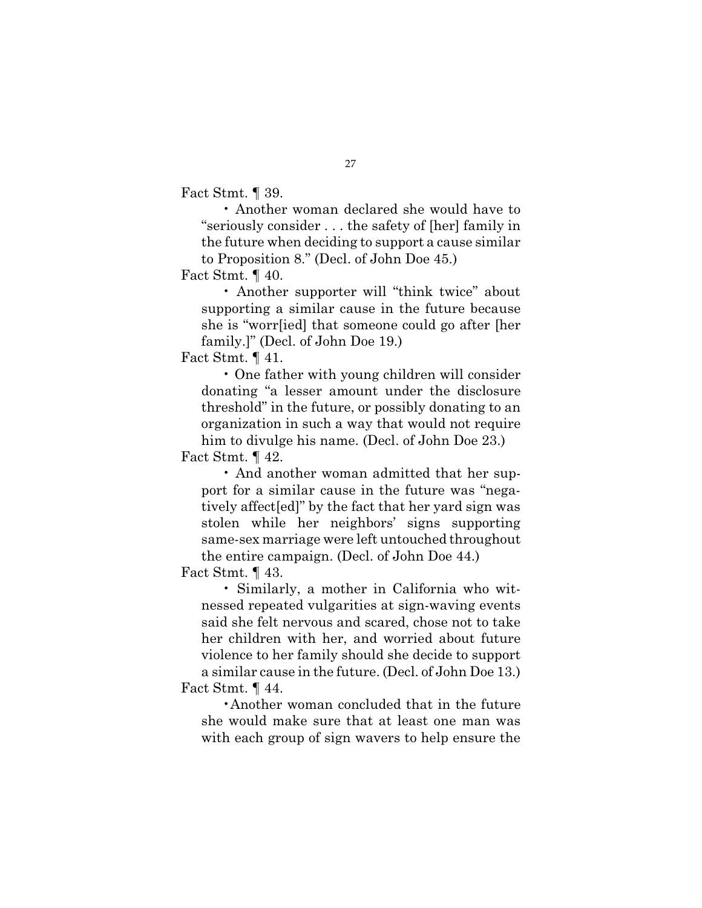Fact Stmt. ¶ 39.

- Another woman declared she would have to "seriously consider . . . the safety of [her] family in the future when deciding to support a cause similar to Proposition 8." (Decl. of John Doe 45.)

Fact Stmt. ¶ 40.

- Another supporter will "think twice" about supporting a similar cause in the future because she is "worr[ied] that someone could go after [her family.]" (Decl. of John Doe 19.)

Fact Stmt. ¶ 41.

- One father with young children will consider donating "a lesser amount under the disclosure threshold" in the future, or possibly donating to an organization in such a way that would not require him to divulge his name. (Decl. of John Doe 23.)

Fact Stmt. ¶ 42.

- And another woman admitted that her support for a similar cause in the future was "negatively affect[ed]" by the fact that her yard sign was stolen while her neighbors' signs supporting same-sex marriage were left untouched throughout the entire campaign. (Decl. of John Doe 44.)

Fact Stmt. ¶ 43.

- Similarly, a mother in California who witnessed repeated vulgarities at sign-waving events said she felt nervous and scared, chose not to take her children with her, and worried about future violence to her family should she decide to support a similar cause in the future. (Decl. of John Doe 13.)

Fact Stmt. ¶ 44.

- Another woman concluded that in the future she would make sure that at least one man was with each group of sign wavers to help ensure the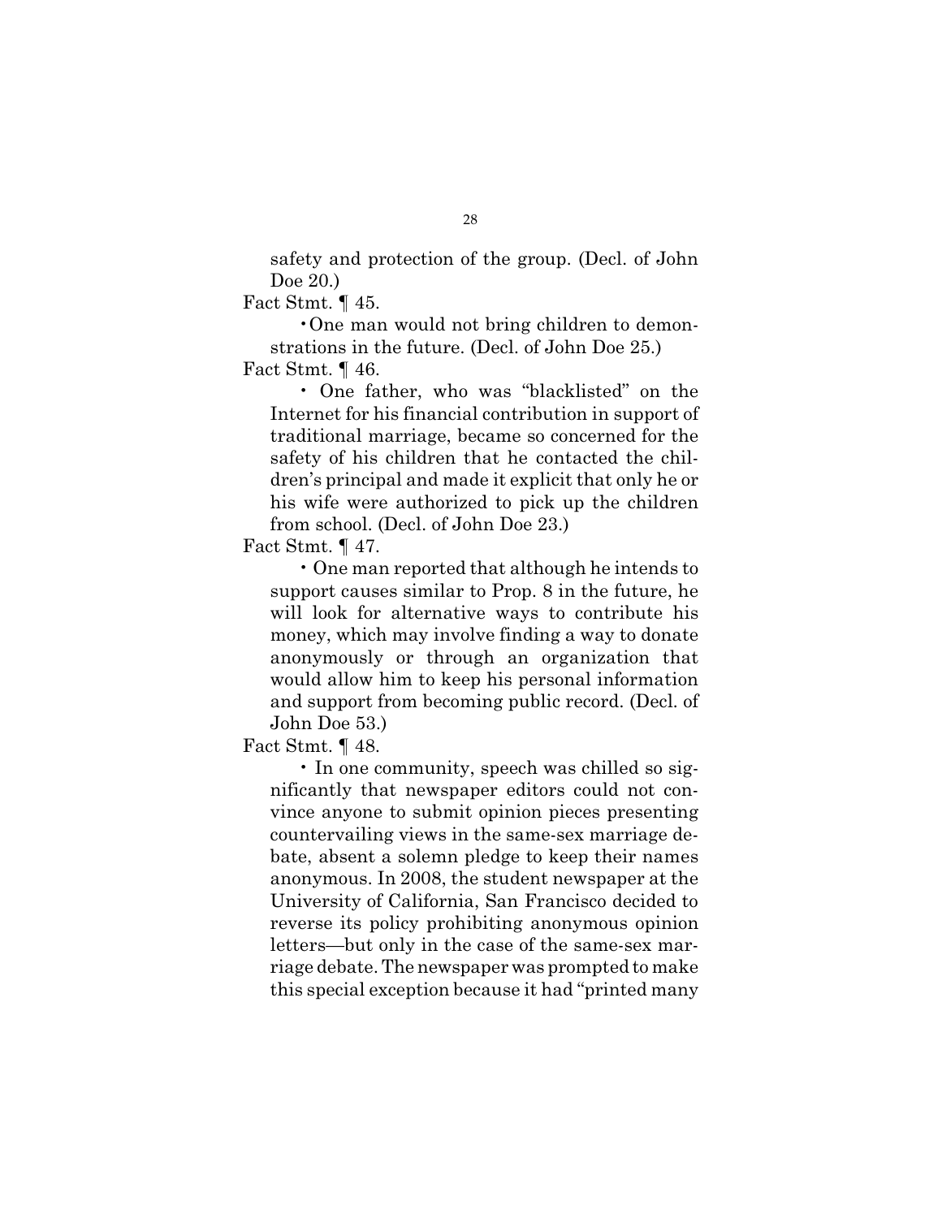safety and protection of the group. (Decl. of John Doe 20.)

Fact Stmt. ¶ 45.

- One man would not bring children to demonstrations in the future. (Decl. of John Doe 25.)

Fact Stmt. ¶ 46.

- One father, who was "blacklisted" on the Internet for his financial contribution in support of traditional marriage, became so concerned for the safety of his children that he contacted the children's principal and made it explicit that only he or his wife were authorized to pick up the children from school. (Decl. of John Doe 23.)

Fact Stmt. ¶ 47.

- One man reported that although he intends to support causes similar to Prop. 8 in the future, he will look for alternative ways to contribute his money, which may involve finding a way to donate anonymously or through an organization that would allow him to keep his personal information and support from becoming public record. (Decl. of John Doe 53.)

Fact Stmt. ¶ 48.

- In one community, speech was chilled so significantly that newspaper editors could not convince anyone to submit opinion pieces presenting countervailing views in the same-sex marriage debate, absent a solemn pledge to keep their names anonymous. In 2008, the student newspaper at the University of California, San Francisco decided to reverse its policy prohibiting anonymous opinion letters—but only in the case of the same-sex marriage debate. The newspaper was prompted to make this special exception because it had "printed many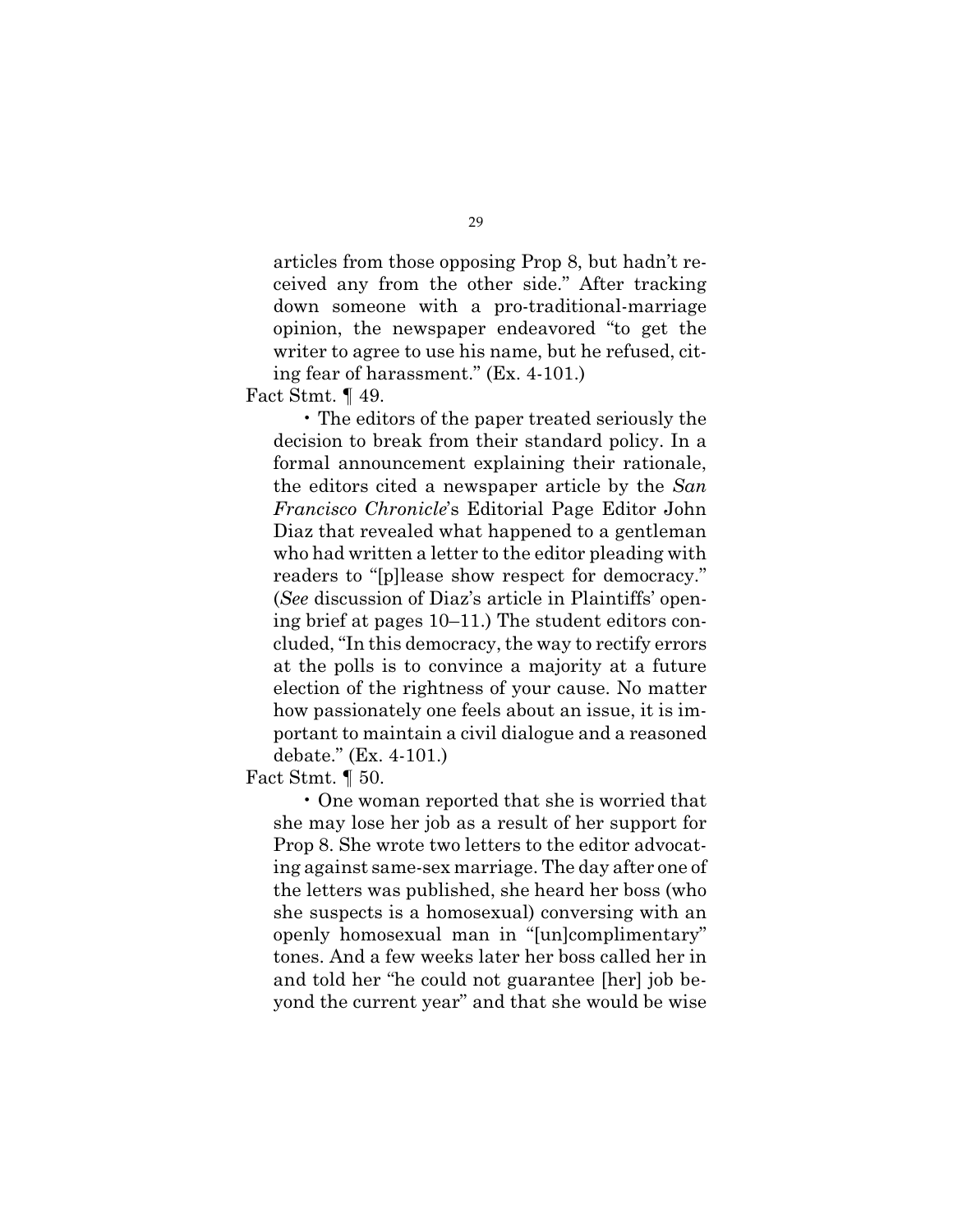articles from those opposing Prop 8, but hadn't received any from the other side." After tracking down someone with a pro-traditional-marriage opinion, the newspaper endeavored "to get the writer to agree to use his name, but he refused, citing fear of harassment." (Ex. 4-101.)

Fact Stmt. ¶ 49.

- The editors of the paper treated seriously the decision to break from their standard policy. In a formal announcement explaining their rationale, the editors cited a newspaper article by the *San Francisco Chronicle*'s Editorial Page Editor John Diaz that revealed what happened to a gentleman who had written a letter to the editor pleading with readers to "[p]lease show respect for democracy." (*See* discussion of Diaz's article in Plaintiffs' opening brief at pages 10–11.) The student editors concluded, "In this democracy, the way to rectify errors at the polls is to convince a majority at a future election of the rightness of your cause. No matter how passionately one feels about an issue, it is important to maintain a civil dialogue and a reasoned debate." (Ex. 4-101.)

Fact Stmt. ¶ 50.

- One woman reported that she is worried that she may lose her job as a result of her support for Prop 8. She wrote two letters to the editor advocating against same-sex marriage. The day after one of the letters was published, she heard her boss (who she suspects is a homosexual) conversing with an openly homosexual man in "[un]complimentary" tones. And a few weeks later her boss called her in and told her "he could not guarantee [her] job beyond the current year" and that she would be wise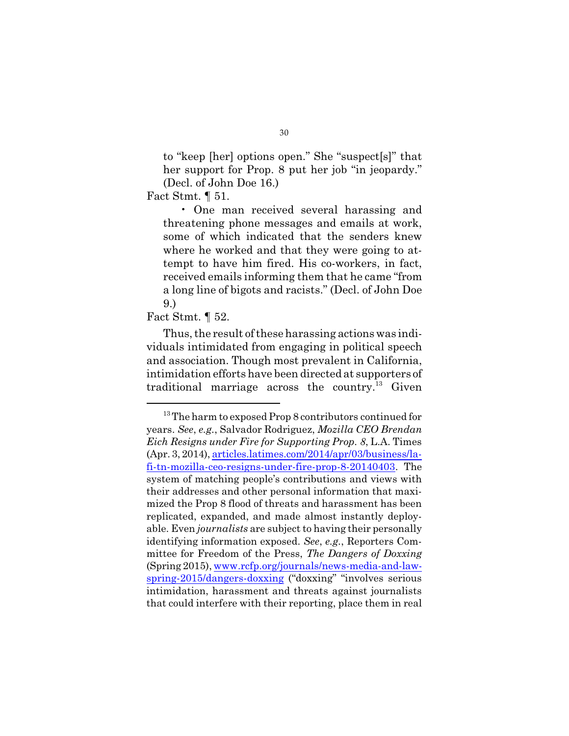to “keep [her] options open.” She “suspect[s]” that her support for Prop. 8 put her job “in jeopardy.” (Decl. of John Doe 16.)

Fact Stmt. ¶ 51.

- One man received several harassing and threatening phone messages and emails at work, some of which indicated that the senders knew where he worked and that they were going to attempt to have him fired. His co-workers, in fact, received emails informing them that he came “from a long line of bigots and racists.” (Decl. of John Doe 9.)

Fact Stmt. ¶ 52.

Thus, the result of these harassing actions was individuals intimidated from engaging in political speech and association. Though most prevalent in California, intimidation efforts have been directed at supporters of traditional marriage across the country.[13] Given

---

[13] The harm to exposed Prop 8 contributors continued for years. *See*, *e.g.*, Salvador Rodriguez, *Mozilla CEO Brendan Eich Resigns under Fire for Supporting Prop. 8*, L.A. Times (Apr. 3, 2014), articles.latimes.com/2014/apr/03/business/la-fi-tn-mozilla-ceo-resigns-under-fire-prop-8-20140403. The system of matching people's contributions and views with their addresses and other personal information that maximized the Prop 8 flood of threats and harassment has been replicated, expanded, and made almost instantly deployable. Even *journalists* are subject to having their personally identifying information exposed. *See*, *e.g.*, Reporters Committee for Freedom of the Press, *The Dangers of Doxxing* (Spring 2015), www.rcfp.org/journals/news-media-and-law-spring-2015/dangers-doxxing (“doxxing” “involves serious intimidation, harassment and threats against journalists that could interfere with their reporting, place them in real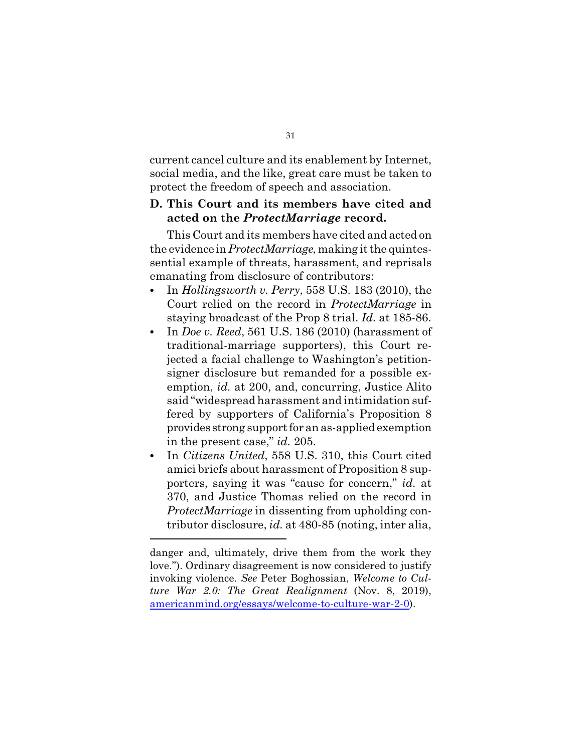current cancel culture and its enablement by Internet, social media, and the like, great care must be taken to protect the freedom of speech and association.

### D. This Court and its members have cited and acted on the *ProtectMarriage* record.

This Court and its members have cited and acted on the evidence in *ProtectMarriage*, making it the quintessential example of threats, harassment, and reprisals emanating from disclosure of contributors:

- In *Hollingsworth v. Perry*, 558 U.S. 183 (2010), the Court relied on the record in *ProtectMarriage* in staying broadcast of the Prop 8 trial. *Id.* at 185-86.
- In *Doe v. Reed*, 561 U.S. 186 (2010) (harassment of traditional-marriage supporters), this Court rejected a facial challenge to Washington's petition-signer disclosure but remanded for a possible exemption, *id.* at 200, and, concurring, Justice Alito said "widespread harassment and intimidation suffered by supporters of California's Proposition 8 provides strong support for an as-applied exemption in the present case," *id.* 205.
- In *Citizens United*, 558 U.S. 310, this Court cited amici briefs about harassment of Proposition 8 supporters, saying it was "cause for concern," *id.* at 370, and Justice Thomas relied on the record in *ProtectMarriage* in dissenting from upholding contributor disclosure, *id.* at 480-85 (noting, inter alia,

---

danger and, ultimately, drive them from the work they love."). Ordinary disagreement is now considered to justify invoking violence. *See* Peter Boghossian, *Welcome to Culture War 2.0: The Great Realignment* (Nov. 8, 2019), americanmind.org/essays/welcome-to-culture-war-2-0).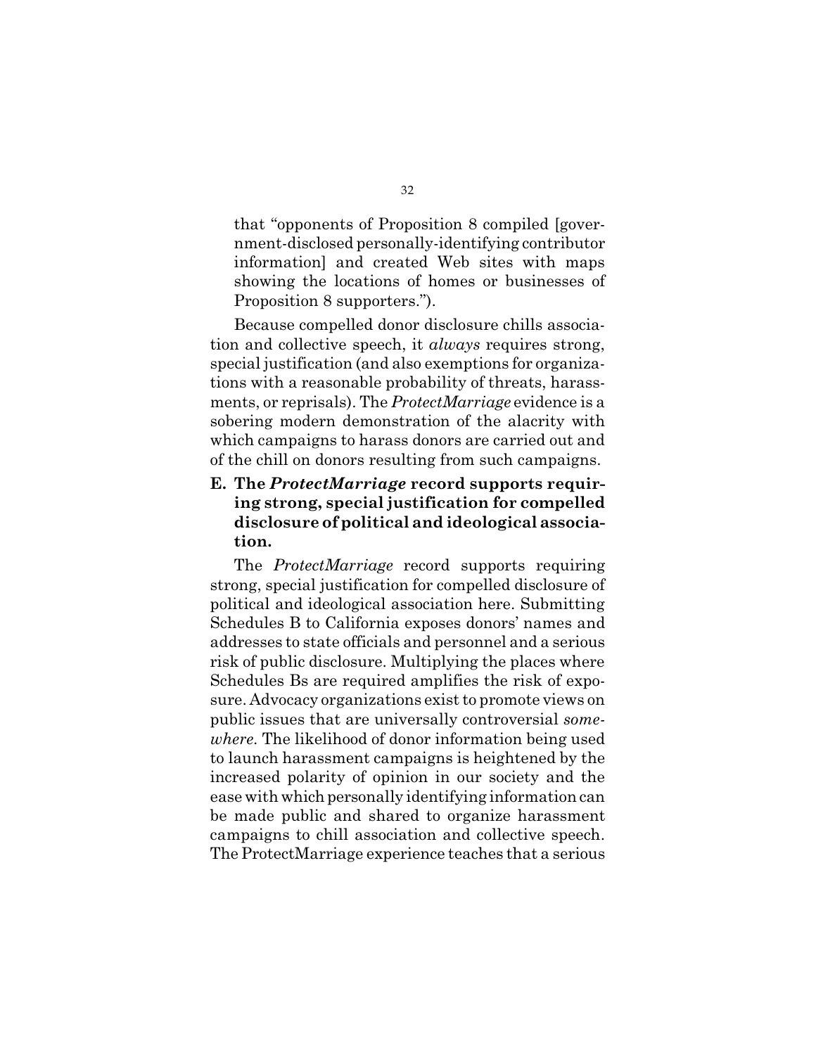that "opponents of Proposition 8 compiled [government-disclosed personally-identifying contributor information] and created Web sites with maps showing the locations of homes or businesses of Proposition 8 supporters.").

Because compelled donor disclosure chills association and collective speech, it *always* requires strong, special justification (and also exemptions for organizations with a reasonable probability of threats, harassments, or reprisals). The *ProtectMarriage* evidence is a sobering modern demonstration of the alacrity with which campaigns to harass donors are carried out and of the chill on donors resulting from such campaigns.

### E. The *ProtectMarriage* record supports requiring strong, special justification for compelled disclosure of political and ideological association.

The *ProtectMarriage* record supports requiring strong, special justification for compelled disclosure of political and ideological association here. Submitting Schedules B to California exposes donors' names and addresses to state officials and personnel and a serious risk of public disclosure. Multiplying the places where Schedules Bs are required amplifies the risk of exposure. Advocacy organizations exist to promote views on public issues that are universally controversial *somewhere*. The likelihood of donor information being used to launch harassment campaigns is heightened by the increased polarity of opinion in our society and the ease with which personally identifying information can be made public and shared to organize harassment campaigns to chill association and collective speech. The ProtectMarriage experience teaches that a serious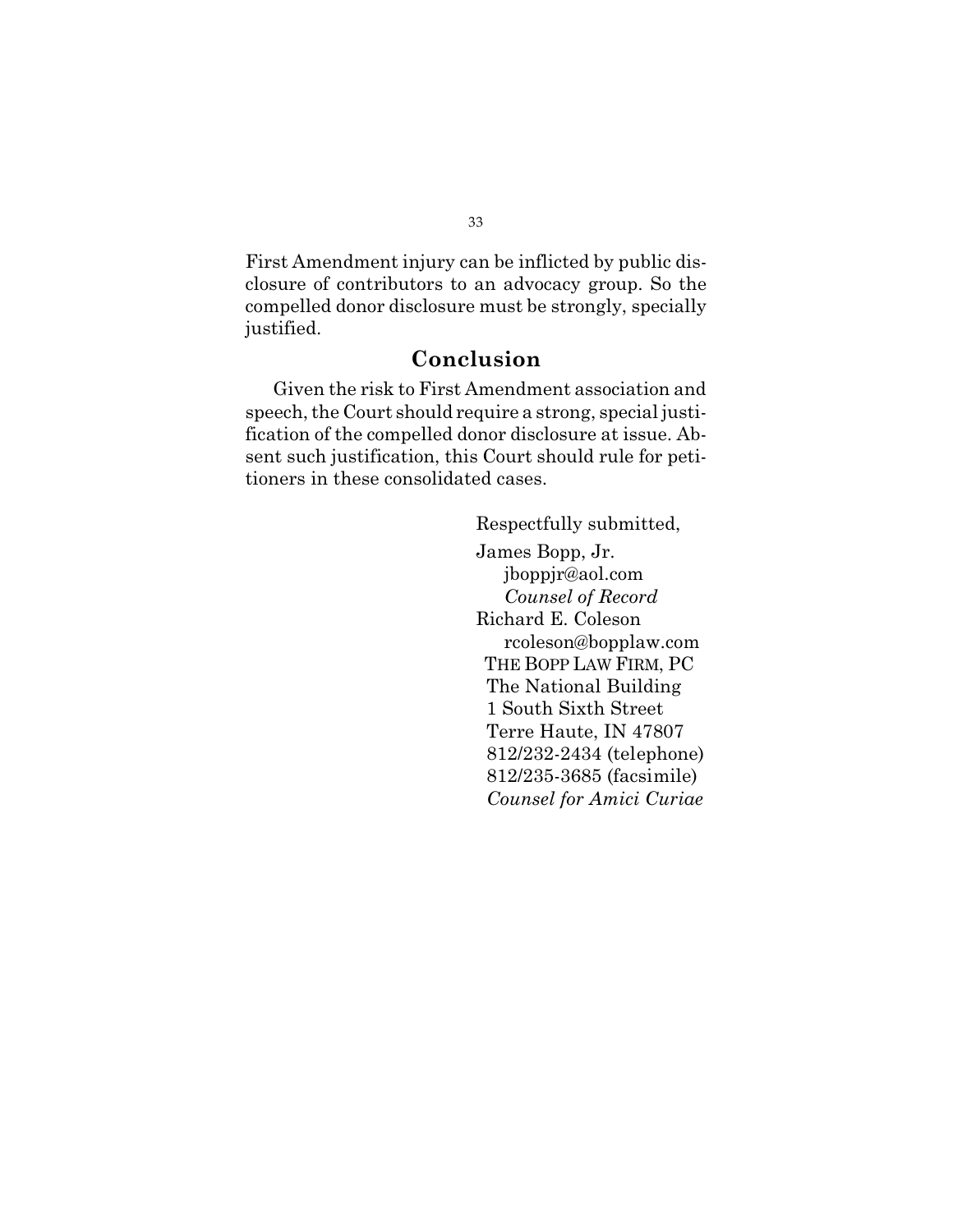First Amendment injury can be inflicted by public disclosure of contributors to an advocacy group. So the compelled donor disclosure must be strongly, specially justified.

## Conclusion

Given the risk to First Amendment association and speech, the Court should require a strong, special justification of the compelled donor disclosure at issue. Absent such justification, this Court should rule for petitioners in these consolidated cases.

Respectfully submitted,

James Bopp, Jr.
jboppjr@aol.com
*Counsel of Record*
Richard E. Coleson
rcoleson@bopplaw.com
THE BOPP LAW FIRM, PC
The National Building
1 South Sixth Street
Terre Haute, IN 47807
812/232-2434 (telephone)
812/235-3685 (facsimile)
*Counsel for Amici Curiae*